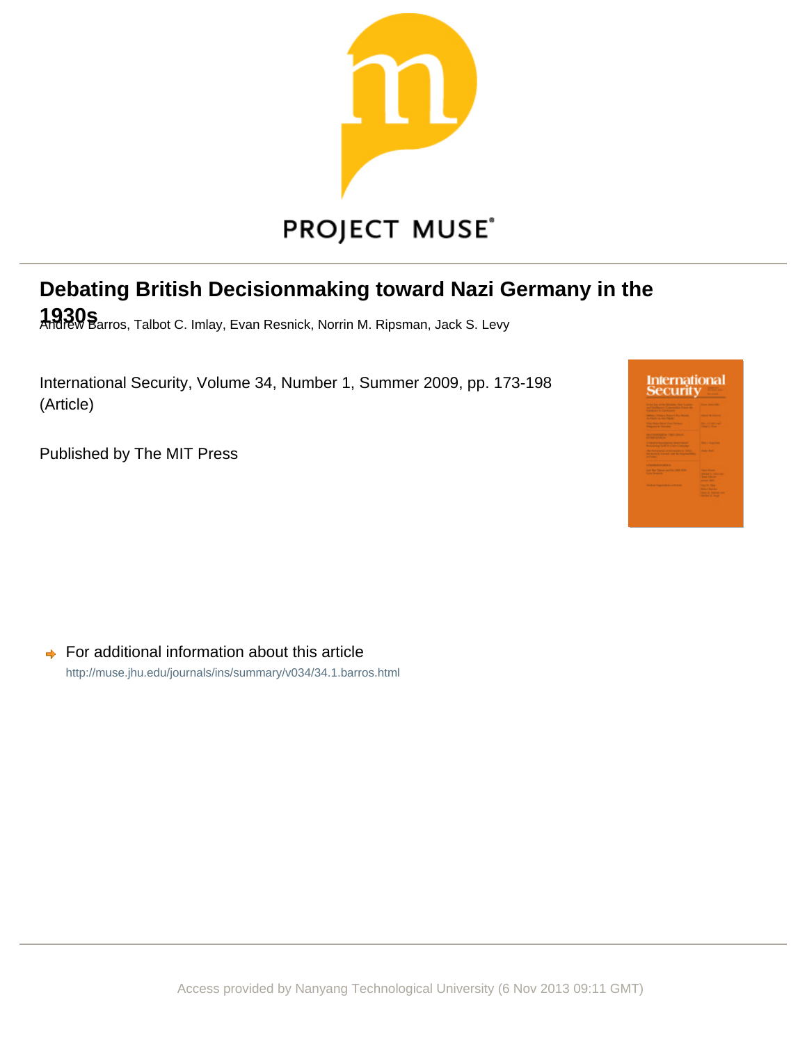PROJECT MUSE

# Debating British Decisionmaking toward Nazi Germany in the 1930s

Andrew Barros, Talbot C. Imlay, Evan Resnick, Norrin M. Ripsman, Jack S. Levy

International Security, Volume 34, Number 1, Summer 2009, pp. 173-198 (Article)

Published by The MIT Press

For additional information about this article

http://muse.jhu.edu/journals/ins/summary/v034/34.1.barros.html

Access provided by Nanyang Technological University (6 Nov 2013 09:11 GMT)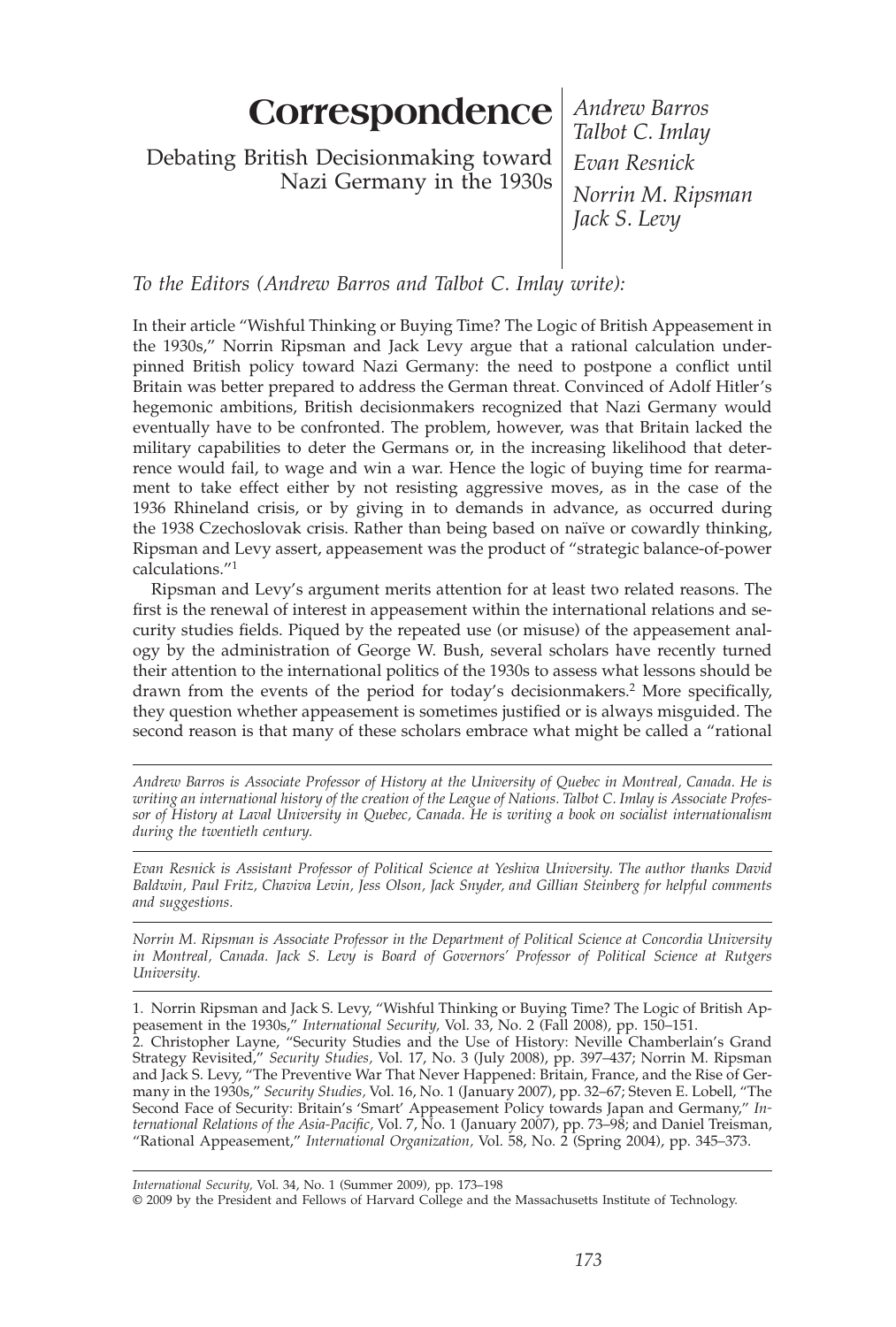# Correspondence

Debating British Decisionmaking toward Nazi Germany in the 1930s

*Andrew Barros*
*Talbot C. Imlay*
*Evan Resnick*
*Norrin M. Ripsman*
*Jack S. Levy*

*To the Editors (Andrew Barros and Talbot C. Imlay write):*

In their article "Wishful Thinking or Buying Time? The Logic of British Appeasement in the 1930s," Norrin Ripsman and Jack Levy argue that a rational calculation underpinned British policy toward Nazi Germany: the need to postpone a conflict until Britain was better prepared to address the German threat. Convinced of Adolf Hitler's hegemonic ambitions, British decisionmakers recognized that Nazi Germany would eventually have to be confronted. The problem, however, was that Britain lacked the military capabilities to deter the Germans or, in the increasing likelihood that deterrence would fail, to wage and win a war. Hence the logic of buying time for rearmament to take effect either by not resisting aggressive moves, as in the case of the 1936 Rhineland crisis, or by giving in to demands in advance, as occurred during the 1938 Czechoslovak crisis. Rather than being based on naïve or cowardly thinking, Ripsman and Levy assert, appeasement was the product of "strategic balance-of-power calculations."[1]

Ripsman and Levy's argument merits attention for at least two related reasons. The first is the renewal of interest in appeasement within the international relations and security studies fields. Piqued by the repeated use (or misuse) of the appeasement analogy by the administration of George W. Bush, several scholars have recently turned their attention to the international politics of the 1930s to assess what lessons should be drawn from the events of the period for today's decisionmakers.[2] More specifically, they question whether appeasement is sometimes justified or is always misguided. The second reason is that many of these scholars embrace what might be called a "rational

*Andrew Barros is Associate Professor of History at the University of Quebec in Montreal, Canada. He is writing an international history of the creation of the League of Nations. Talbot C. Imlay is Associate Professor of History at Laval University in Quebec, Canada. He is writing a book on socialist internationalism during the twentieth century.*

*Evan Resnick is Assistant Professor of Political Science at Yeshiva University. The author thanks David Baldwin, Paul Fritz, Chaviva Levin, Jess Olson, Jack Snyder, and Gillian Steinberg for helpful comments and suggestions.*

*Norrin M. Ripsman is Associate Professor in the Department of Political Science at Concordia University in Montreal, Canada. Jack S. Levy is Board of Governors' Professor of Political Science at Rutgers University.*

1. Norrin Ripsman and Jack S. Levy, "Wishful Thinking or Buying Time? The Logic of British Appeasement in the 1930s," *International Security,* Vol. 33, No. 2 (Fall 2008), pp. 150–151.

2. Christopher Layne, "Security Studies and the Use of History: Neville Chamberlain's Grand Strategy Revisited," *Security Studies,* Vol. 17, No. 3 (July 2008), pp. 397–437; Norrin M. Ripsman and Jack S. Levy, "The Preventive War That Never Happened: Britain, France, and the Rise of Germany in the 1930s," *Security Studies,* Vol. 16, No. 1 (January 2007), pp. 32–67; Steven E. Lobell, "The Second Face of Security: Britain's 'Smart' Appeasement Policy towards Japan and Germany," *International Relations of the Asia-Pacific,* Vol. 7, No. 1 (January 2007), pp. 73–98; and Daniel Treisman, "Rational Appeasement," *International Organization,* Vol. 58, No. 2 (Spring 2004), pp. 345–373.

*International Security,* Vol. 34, No. 1 (Summer 2009), pp. 173–198
© 2009 by the President and Fellows of Harvard College and the Massachusetts Institute of Technology.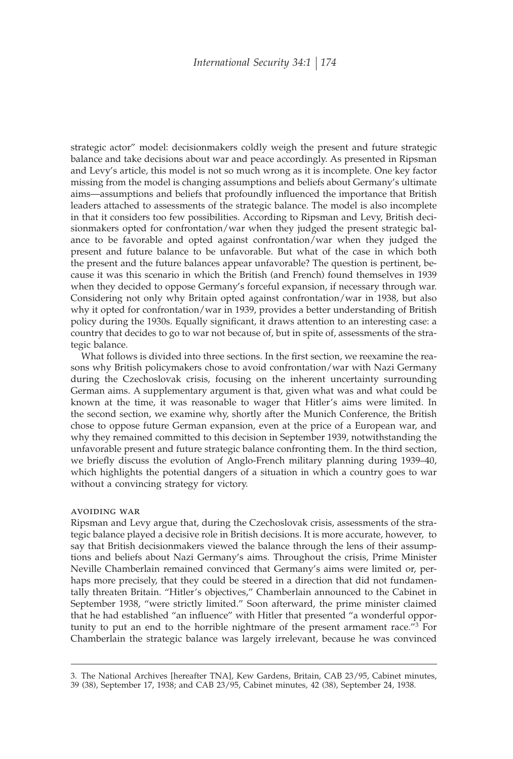strategic actor" model: decisionmakers coldly weigh the present and future strategic balance and take decisions about war and peace accordingly. As presented in Ripsman and Levy's article, this model is not so much wrong as it is incomplete. One key factor missing from the model is changing assumptions and beliefs about Germany's ultimate aims—assumptions and beliefs that profoundly influenced the importance that British leaders attached to assessments of the strategic balance. The model is also incomplete in that it considers too few possibilities. According to Ripsman and Levy, British decisionmakers opted for confrontation/war when they judged the present strategic balance to be favorable and opted against confrontation/war when they judged the present and future balance to be unfavorable. But what of the case in which both the present and the future balances appear unfavorable? The question is pertinent, because it was this scenario in which the British (and French) found themselves in 1939 when they decided to oppose Germany's forceful expansion, if necessary through war. Considering not only why Britain opted against confrontation/war in 1938, but also why it opted for confrontation/war in 1939, provides a better understanding of British policy during the 1930s. Equally significant, it draws attention to an interesting case: a country that decides to go to war not because of, but in spite of, assessments of the strategic balance.

What follows is divided into three sections. In the first section, we reexamine the reasons why British policymakers chose to avoid confrontation/war with Nazi Germany during the Czechoslovak crisis, focusing on the inherent uncertainty surrounding German aims. A supplementary argument is that, given what was and what could be known at the time, it was reasonable to wager that Hitler's aims were limited. In the second section, we examine why, shortly after the Munich Conference, the British chose to oppose future German expansion, even at the price of a European war, and why they remained committed to this decision in September 1939, notwithstanding the unfavorable present and future strategic balance confronting them. In the third section, we briefly discuss the evolution of Anglo-French military planning during 1939–40, which highlights the potential dangers of a situation in which a country goes to war without a convincing strategy for victory.

## AVOIDING WAR

Ripsman and Levy argue that, during the Czechoslovak crisis, assessments of the strategic balance played a decisive role in British decisions. It is more accurate, however, to say that British decisionmakers viewed the balance through the lens of their assumptions and beliefs about Nazi Germany's aims. Throughout the crisis, Prime Minister Neville Chamberlain remained convinced that Germany's aims were limited or, perhaps more precisely, that they could be steered in a direction that did not fundamentally threaten Britain. "Hitler's objectives," Chamberlain announced to the Cabinet in September 1938, "were strictly limited." Soon afterward, the prime minister claimed that he had established "an influence" with Hitler that presented "a wonderful opportunity to put an end to the horrible nightmare of the present armament race."[3] For Chamberlain the strategic balance was largely irrelevant, because he was convinced

3. The National Archives [hereafter TNA], Kew Gardens, Britain, CAB 23/95, Cabinet minutes, 39 (38), September 17, 1938; and CAB 23/95, Cabinet minutes, 42 (38), September 24, 1938.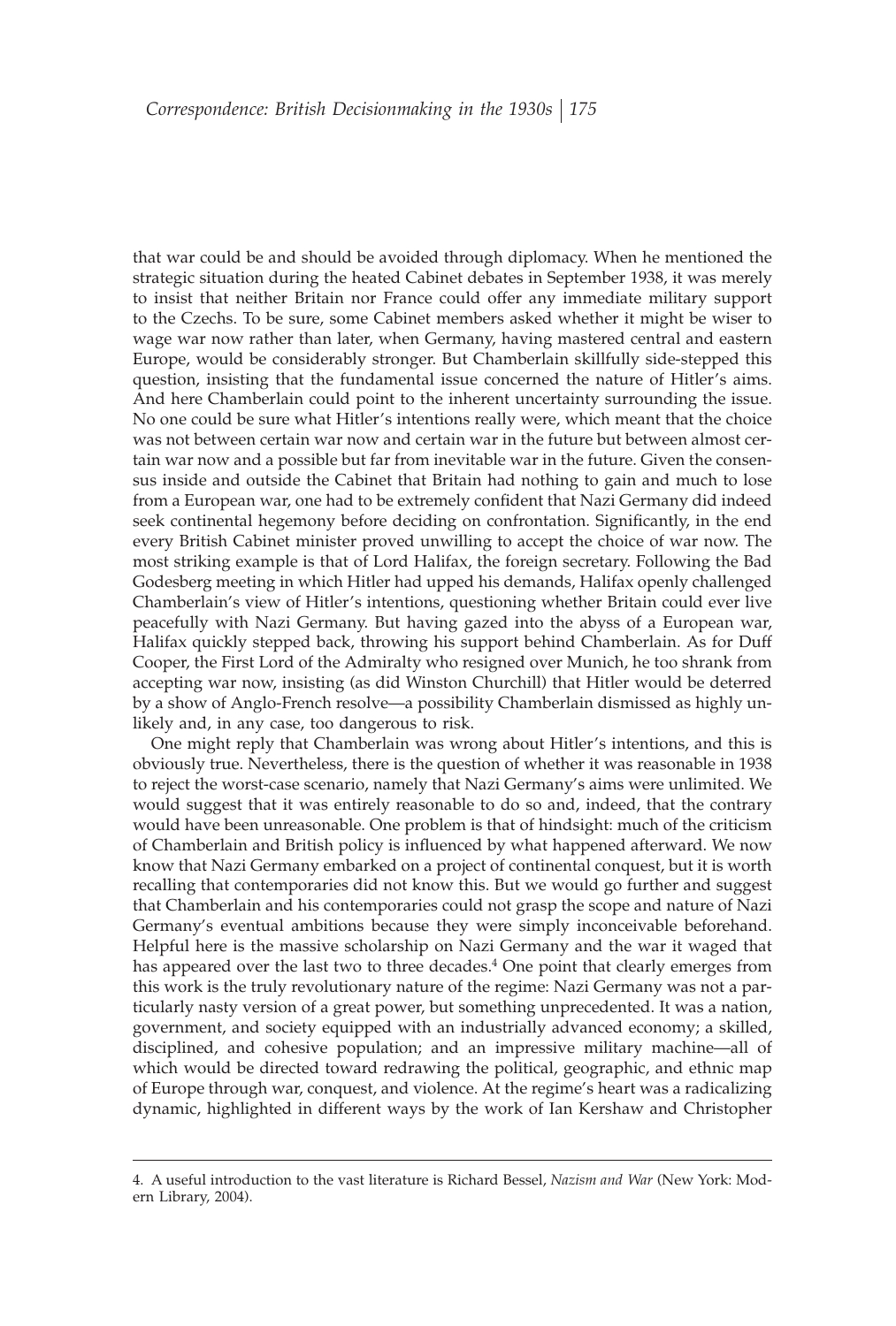that war could be and should be avoided through diplomacy. When he mentioned the strategic situation during the heated Cabinet debates in September 1938, it was merely to insist that neither Britain nor France could offer any immediate military support to the Czechs. To be sure, some Cabinet members asked whether it might be wiser to wage war now rather than later, when Germany, having mastered central and eastern Europe, would be considerably stronger. But Chamberlain skillfully side-stepped this question, insisting that the fundamental issue concerned the nature of Hitler's aims. And here Chamberlain could point to the inherent uncertainty surrounding the issue. No one could be sure what Hitler's intentions really were, which meant that the choice was not between certain war now and certain war in the future but between almost certain war now and a possible but far from inevitable war in the future. Given the consensus inside and outside the Cabinet that Britain had nothing to gain and much to lose from a European war, one had to be extremely confident that Nazi Germany did indeed seek continental hegemony before deciding on confrontation. Significantly, in the end every British Cabinet minister proved unwilling to accept the choice of war now. The most striking example is that of Lord Halifax, the foreign secretary. Following the Bad Godesberg meeting in which Hitler had upped his demands, Halifax openly challenged Chamberlain's view of Hitler's intentions, questioning whether Britain could ever live peacefully with Nazi Germany. But having gazed into the abyss of a European war, Halifax quickly stepped back, throwing his support behind Chamberlain. As for Duff Cooper, the First Lord of the Admiralty who resigned over Munich, he too shrank from accepting war now, insisting (as did Winston Churchill) that Hitler would be deterred by a show of Anglo-French resolve—a possibility Chamberlain dismissed as highly unlikely and, in any case, too dangerous to risk.

One might reply that Chamberlain was wrong about Hitler's intentions, and this is obviously true. Nevertheless, there is the question of whether it was reasonable in 1938 to reject the worst-case scenario, namely that Nazi Germany's aims were unlimited. We would suggest that it was entirely reasonable to do so and, indeed, that the contrary would have been unreasonable. One problem is that of hindsight: much of the criticism of Chamberlain and British policy is influenced by what happened afterward. We now know that Nazi Germany embarked on a project of continental conquest, but it is worth recalling that contemporaries did not know this. But we would go further and suggest that Chamberlain and his contemporaries could not grasp the scope and nature of Nazi Germany's eventual ambitions because they were simply inconceivable beforehand. Helpful here is the massive scholarship on Nazi Germany and the war it waged that has appeared over the last two to three decades.[4] One point that clearly emerges from this work is the truly revolutionary nature of the regime: Nazi Germany was not a particularly nasty version of a great power, but something unprecedented. It was a nation, government, and society equipped with an industrially advanced economy; a skilled, disciplined, and cohesive population; and an impressive military machine—all of which would be directed toward redrawing the political, geographic, and ethnic map of Europe through war, conquest, and violence. At the regime's heart was a radicalizing dynamic, highlighted in different ways by the work of Ian Kershaw and Christopher

---

4. A useful introduction to the vast literature is Richard Bessel, *Nazism and War* (New York: Modern Library, 2004).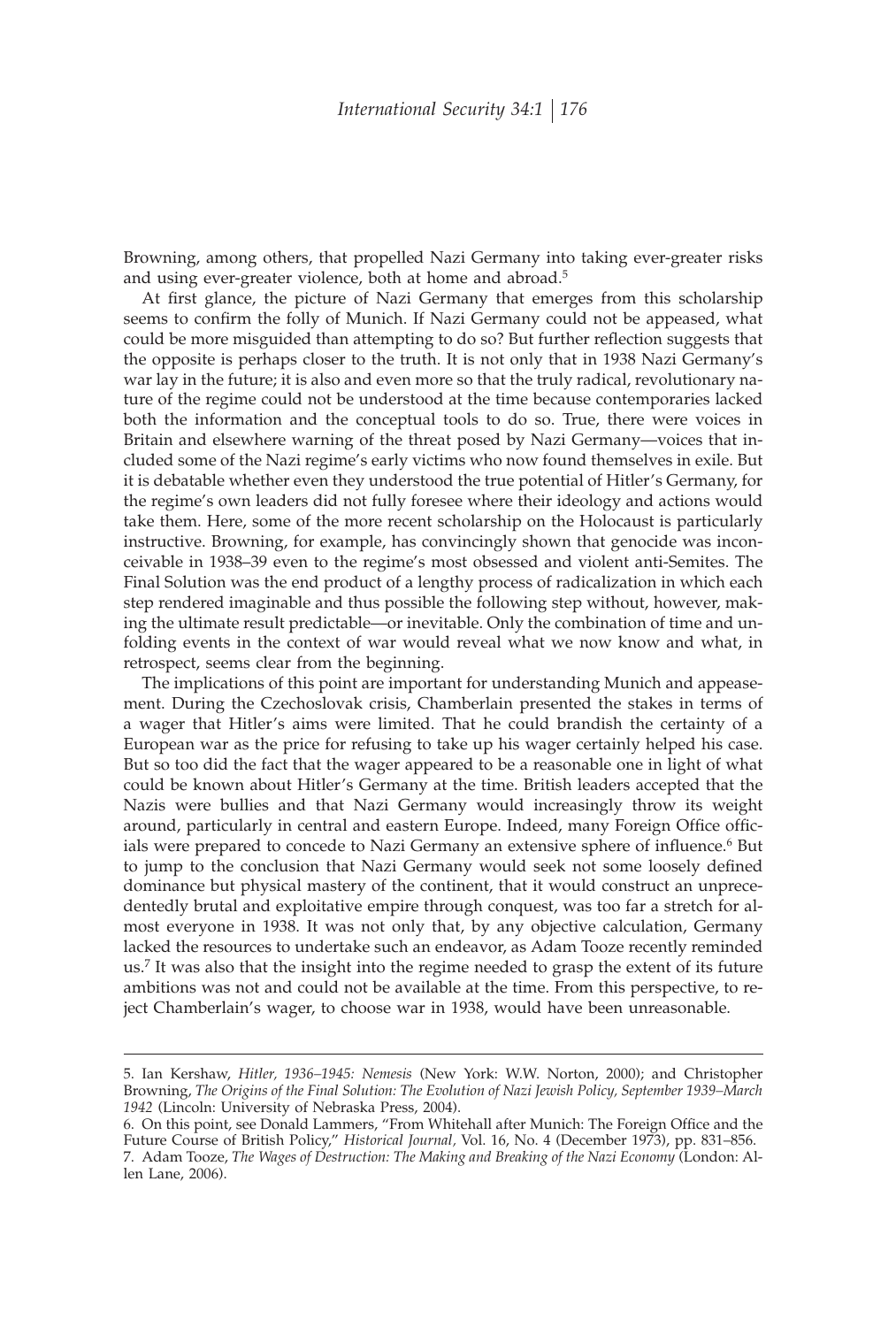Browning, among others, that propelled Nazi Germany into taking ever-greater risks and using ever-greater violence, both at home and abroad.[5]

At first glance, the picture of Nazi Germany that emerges from this scholarship seems to confirm the folly of Munich. If Nazi Germany could not be appeased, what could be more misguided than attempting to do so? But further reflection suggests that the opposite is perhaps closer to the truth. It is not only that in 1938 Nazi Germany's war lay in the future; it is also and even more so that the truly radical, revolutionary nature of the regime could not be understood at the time because contemporaries lacked both the information and the conceptual tools to do so. True, there were voices in Britain and elsewhere warning of the threat posed by Nazi Germany—voices that included some of the Nazi regime's early victims who now found themselves in exile. But it is debatable whether even they understood the true potential of Hitler's Germany, for the regime's own leaders did not fully foresee where their ideology and actions would take them. Here, some of the more recent scholarship on the Holocaust is particularly instructive. Browning, for example, has convincingly shown that genocide was inconceivable in 1938–39 even to the regime's most obsessed and violent anti-Semites. The Final Solution was the end product of a lengthy process of radicalization in which each step rendered imaginable and thus possible the following step without, however, making the ultimate result predictable—or inevitable. Only the combination of time and unfolding events in the context of war would reveal what we now know and what, in retrospect, seems clear from the beginning.

The implications of this point are important for understanding Munich and appeasement. During the Czechoslovak crisis, Chamberlain presented the stakes in terms of a wager that Hitler's aims were limited. That he could brandish the certainty of a European war as the price for refusing to take up his wager certainly helped his case. But so too did the fact that the wager appeared to be a reasonable one in light of what could be known about Hitler's Germany at the time. British leaders accepted that the Nazis were bullies and that Nazi Germany would increasingly throw its weight around, particularly in central and eastern Europe. Indeed, many Foreign Office officials were prepared to concede to Nazi Germany an extensive sphere of influence.[6] But to jump to the conclusion that Nazi Germany would seek not some loosely defined dominance but physical mastery of the continent, that it would construct an unprecedentedly brutal and exploitative empire through conquest, was too far a stretch for almost everyone in 1938. It was not only that, by any objective calculation, Germany lacked the resources to undertake such an endeavor, as Adam Tooze recently reminded us.[7] It was also that the insight into the regime needed to grasp the extent of its future ambitions was not and could not be available at the time. From this perspective, to reject Chamberlain's wager, to choose war in 1938, would have been unreasonable.

---

5. Ian Kershaw, *Hitler, 1936–1945: Nemesis* (New York: W.W. Norton, 2000); and Christopher Browning, *The Origins of the Final Solution: The Evolution of Nazi Jewish Policy, September 1939–March 1942* (Lincoln: University of Nebraska Press, 2004).

6. On this point, see Donald Lammers, "From Whitehall after Munich: The Foreign Office and the Future Course of British Policy," *Historical Journal,* Vol. 16, No. 4 (December 1973), pp. 831–856.

7. Adam Tooze, *The Wages of Destruction: The Making and Breaking of the Nazi Economy* (London: Allen Lane, 2006).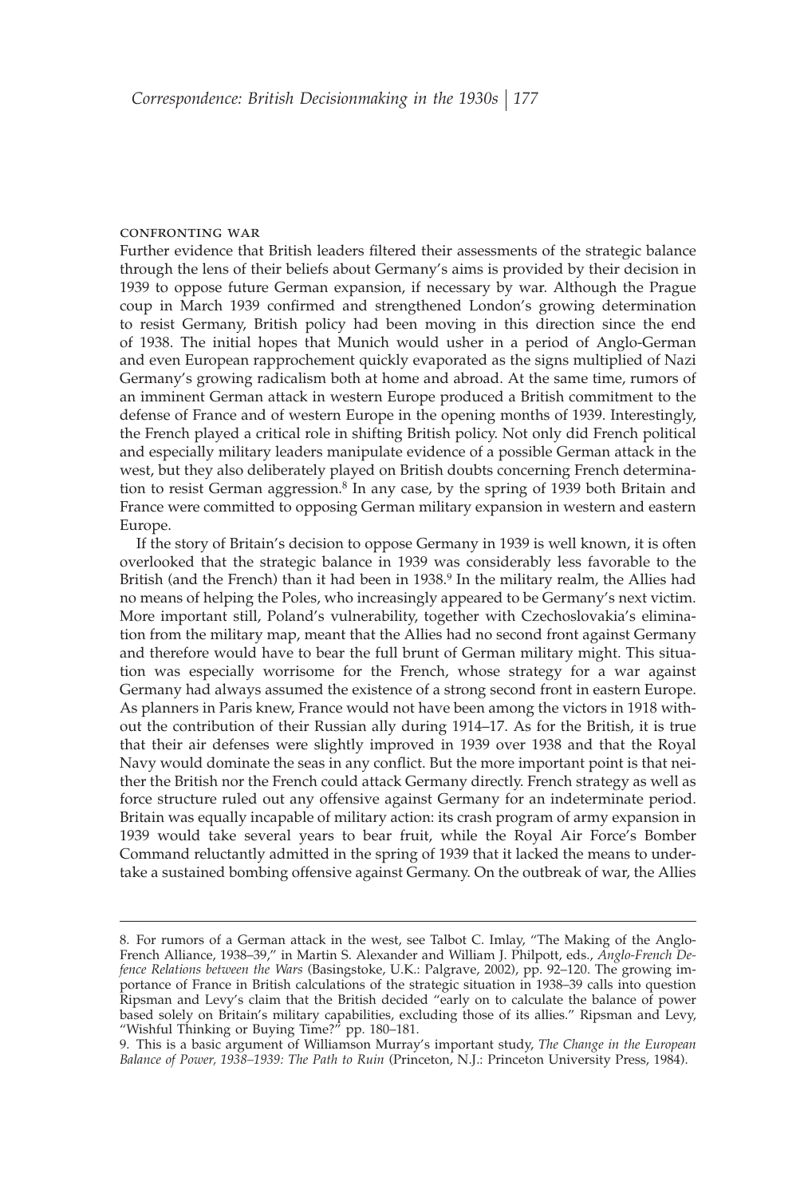### CONFRONTING WAR

Further evidence that British leaders filtered their assessments of the strategic balance through the lens of their beliefs about Germany's aims is provided by their decision in 1939 to oppose future German expansion, if necessary by war. Although the Prague coup in March 1939 confirmed and strengthened London's growing determination to resist Germany, British policy had been moving in this direction since the end of 1938. The initial hopes that Munich would usher in a period of Anglo-German and even European rapprochement quickly evaporated as the signs multiplied of Nazi Germany's growing radicalism both at home and abroad. At the same time, rumors of an imminent German attack in western Europe produced a British commitment to the defense of France and of western Europe in the opening months of 1939. Interestingly, the French played a critical role in shifting British policy. Not only did French political and especially military leaders manipulate evidence of a possible German attack in the west, but they also deliberately played on British doubts concerning French determination to resist German aggression.[8] In any case, by the spring of 1939 both Britain and France were committed to opposing German military expansion in western and eastern Europe.

If the story of Britain's decision to oppose Germany in 1939 is well known, it is often overlooked that the strategic balance in 1939 was considerably less favorable to the British (and the French) than it had been in 1938.[9] In the military realm, the Allies had no means of helping the Poles, who increasingly appeared to be Germany's next victim. More important still, Poland's vulnerability, together with Czechoslovakia's elimination from the military map, meant that the Allies had no second front against Germany and therefore would have to bear the full brunt of German military might. This situation was especially worrisome for the French, whose strategy for a war against Germany had always assumed the existence of a strong second front in eastern Europe. As planners in Paris knew, France would not have been among the victors in 1918 without the contribution of their Russian ally during 1914–17. As for the British, it is true that their air defenses were slightly improved in 1939 over 1938 and that the Royal Navy would dominate the seas in any conflict. But the more important point is that neither the British nor the French could attack Germany directly. French strategy as well as force structure ruled out any offensive against Germany for an indeterminate period. Britain was equally incapable of military action: its crash program of army expansion in 1939 would take several years to bear fruit, while the Royal Air Force's Bomber Command reluctantly admitted in the spring of 1939 that it lacked the means to undertake a sustained bombing offensive against Germany. On the outbreak of war, the Allies

---

8. For rumors of a German attack in the west, see Talbot C. Imlay, "The Making of the Anglo-French Alliance, 1938–39," in Martin S. Alexander and William J. Philpott, eds., *Anglo-French Defence Relations between the Wars* (Basingstoke, U.K.: Palgrave, 2002), pp. 92–120. The growing importance of France in British calculations of the strategic situation in 1938–39 calls into question Ripsman and Levy's claim that the British decided "early on to calculate the balance of power based solely on Britain's military capabilities, excluding those of its allies." Ripsman and Levy, "Wishful Thinking or Buying Time?" pp. 180–181.

9. This is a basic argument of Williamson Murray's important study, *The Change in the European Balance of Power, 1938–1939: The Path to Ruin* (Princeton, N.J.: Princeton University Press, 1984).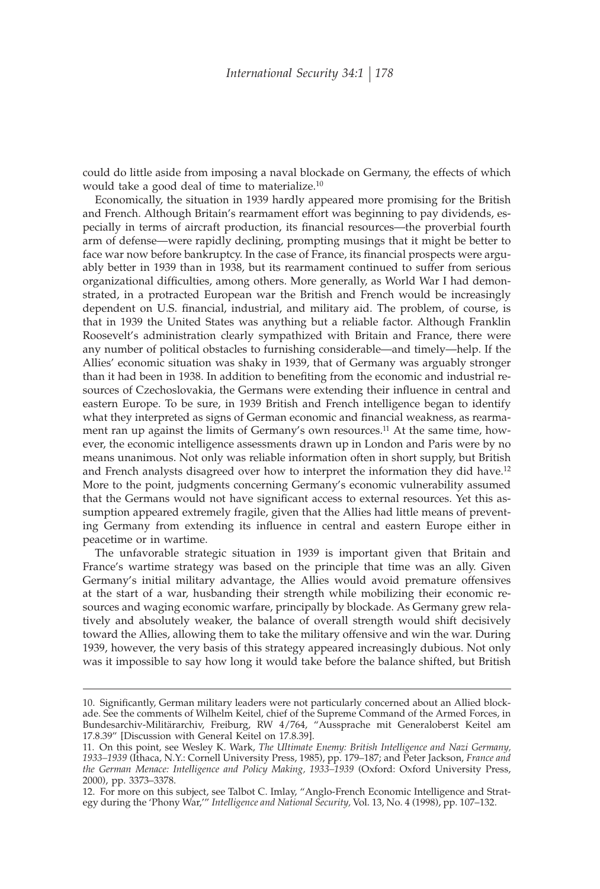could do little aside from imposing a naval blockade on Germany, the effects of which would take a good deal of time to materialize.[10]

Economically, the situation in 1939 hardly appeared more promising for the British and French. Although Britain's rearmament effort was beginning to pay dividends, especially in terms of aircraft production, its financial resources—the proverbial fourth arm of defense—were rapidly declining, prompting musings that it might be better to face war now before bankruptcy. In the case of France, its financial prospects were arguably better in 1939 than in 1938, but its rearmament continued to suffer from serious organizational difficulties, among others. More generally, as World War I had demonstrated, in a protracted European war the British and French would be increasingly dependent on U.S. financial, industrial, and military aid. The problem, of course, is that in 1939 the United States was anything but a reliable factor. Although Franklin Roosevelt's administration clearly sympathized with Britain and France, there were any number of political obstacles to furnishing considerable—and timely—help. If the Allies' economic situation was shaky in 1939, that of Germany was arguably stronger than it had been in 1938. In addition to benefiting from the economic and industrial resources of Czechoslovakia, the Germans were extending their influence in central and eastern Europe. To be sure, in 1939 British and French intelligence began to identify what they interpreted as signs of German economic and financial weakness, as rearmament ran up against the limits of Germany's own resources.[11] At the same time, however, the economic intelligence assessments drawn up in London and Paris were by no means unanimous. Not only was reliable information often in short supply, but British and French analysts disagreed over how to interpret the information they did have.[12] More to the point, judgments concerning Germany's economic vulnerability assumed that the Germans would not have significant access to external resources. Yet this assumption appeared extremely fragile, given that the Allies had little means of preventing Germany from extending its influence in central and eastern Europe either in peacetime or in wartime.

The unfavorable strategic situation in 1939 is important given that Britain and France's wartime strategy was based on the principle that time was an ally. Given Germany's initial military advantage, the Allies would avoid premature offensives at the start of a war, husbanding their strength while mobilizing their economic resources and waging economic warfare, principally by blockade. As Germany grew relatively and absolutely weaker, the balance of overall strength would shift decisively toward the Allies, allowing them to take the military offensive and win the war. During 1939, however, the very basis of this strategy appeared increasingly dubious. Not only was it impossible to say how long it would take before the balance shifted, but British

---

10. Significantly, German military leaders were not particularly concerned about an Allied blockade. See the comments of Wilhelm Keitel, chief of the Supreme Command of the Armed Forces, in Bundesarchiv-Militärarchiv, Freiburg, RW 4/764, "Aussprache mit Generaloberst Keitel am 17.8.39" [Discussion with General Keitel on 17.8.39].

11. On this point, see Wesley K. Wark, *The Ultimate Enemy: British Intelligence and Nazi Germany, 1933–1939* (Ithaca, N.Y.: Cornell University Press, 1985), pp. 179–187; and Peter Jackson, *France and the German Menace: Intelligence and Policy Making, 1933–1939* (Oxford: Oxford University Press, 2000), pp. 3373–3378.

12. For more on this subject, see Talbot C. Imlay, "Anglo-French Economic Intelligence and Strategy during the 'Phony War,'" *Intelligence and National Security,* Vol. 13, No. 4 (1998), pp. 107–132.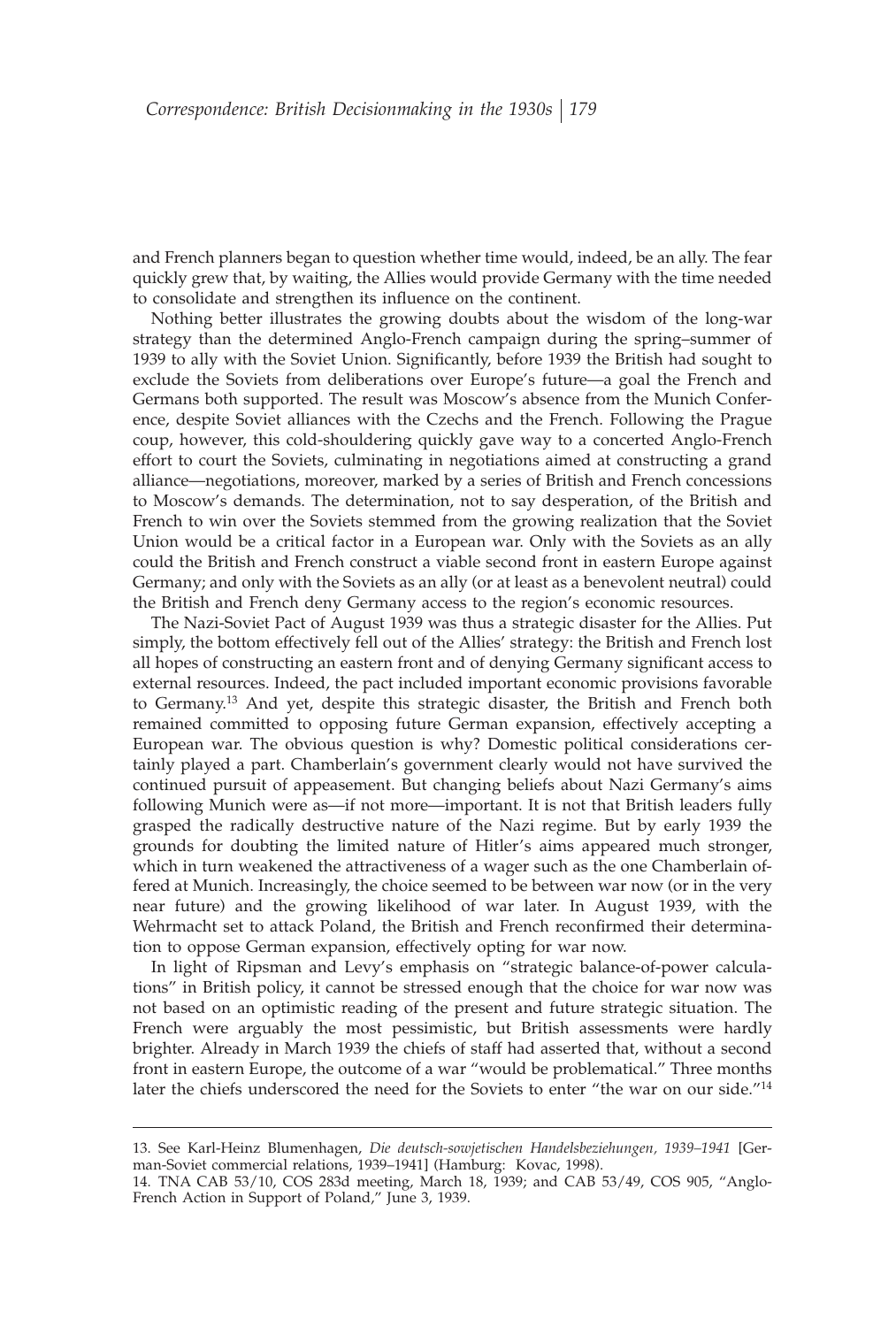and French planners began to question whether time would, indeed, be an ally. The fear quickly grew that, by waiting, the Allies would provide Germany with the time needed to consolidate and strengthen its influence on the continent.

Nothing better illustrates the growing doubts about the wisdom of the long-war strategy than the determined Anglo-French campaign during the spring–summer of 1939 to ally with the Soviet Union. Significantly, before 1939 the British had sought to exclude the Soviets from deliberations over Europe's future—a goal the French and Germans both supported. The result was Moscow's absence from the Munich Conference, despite Soviet alliances with the Czechs and the French. Following the Prague coup, however, this cold-shouldering quickly gave way to a concerted Anglo-French effort to court the Soviets, culminating in negotiations aimed at constructing a grand alliance—negotiations, moreover, marked by a series of British and French concessions to Moscow's demands. The determination, not to say desperation, of the British and French to win over the Soviets stemmed from the growing realization that the Soviet Union would be a critical factor in a European war. Only with the Soviets as an ally could the British and French construct a viable second front in eastern Europe against Germany; and only with the Soviets as an ally (or at least as a benevolent neutral) could the British and French deny Germany access to the region's economic resources.

The Nazi-Soviet Pact of August 1939 was thus a strategic disaster for the Allies. Put simply, the bottom effectively fell out of the Allies' strategy: the British and French lost all hopes of constructing an eastern front and of denying Germany significant access to external resources. Indeed, the pact included important economic provisions favorable to Germany.[13] And yet, despite this strategic disaster, the British and French both remained committed to opposing future German expansion, effectively accepting a European war. The obvious question is why? Domestic political considerations certainly played a part. Chamberlain's government clearly would not have survived the continued pursuit of appeasement. But changing beliefs about Nazi Germany's aims following Munich were as—if not more—important. It is not that British leaders fully grasped the radically destructive nature of the Nazi regime. But by early 1939 the grounds for doubting the limited nature of Hitler's aims appeared much stronger, which in turn weakened the attractiveness of a wager such as the one Chamberlain offered at Munich. Increasingly, the choice seemed to be between war now (or in the very near future) and the growing likelihood of war later. In August 1939, with the Wehrmacht set to attack Poland, the British and French reconfirmed their determination to oppose German expansion, effectively opting for war now.

In light of Ripsman and Levy's emphasis on "strategic balance-of-power calculations" in British policy, it cannot be stressed enough that the choice for war now was not based on an optimistic reading of the present and future strategic situation. The French were arguably the most pessimistic, but British assessments were hardly brighter. Already in March 1939 the chiefs of staff had asserted that, without a second front in eastern Europe, the outcome of a war "would be problematical." Three months later the chiefs underscored the need for the Soviets to enter "the war on our side."[14]

---

13. See Karl-Heinz Blumenhagen, *Die deutsch-sowjetischen Handelsbeziehungen, 1939–1941* [German-Soviet commercial relations, 1939–1941] (Hamburg: Kovac, 1998).

14. TNA CAB 53/10, COS 283d meeting, March 18, 1939; and CAB 53/49, COS 905, "Anglo-French Action in Support of Poland," June 3, 1939.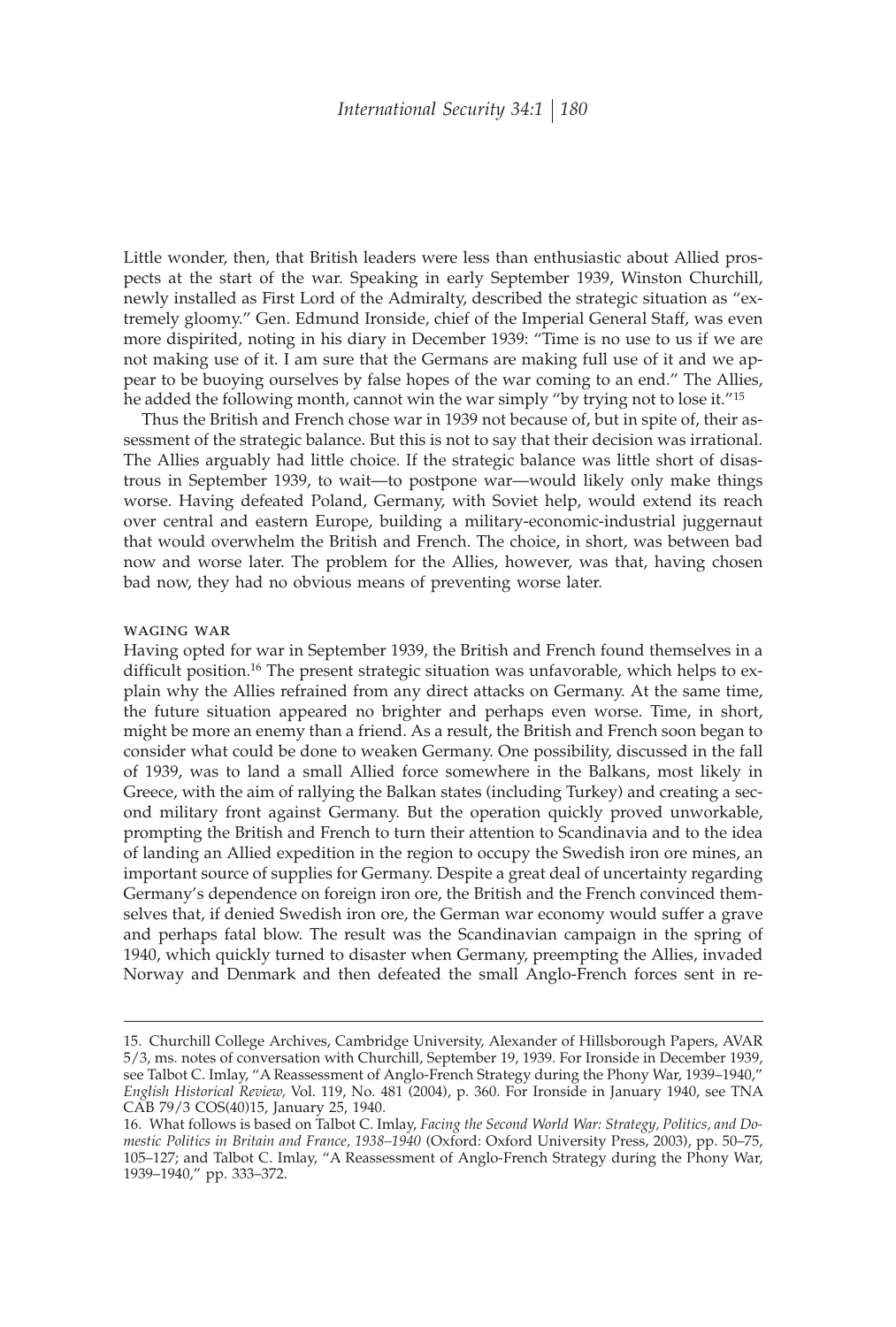Little wonder, then, that British leaders were less than enthusiastic about Allied prospects at the start of the war. Speaking in early September 1939, Winston Churchill, newly installed as First Lord of the Admiralty, described the strategic situation as "extremely gloomy." Gen. Edmund Ironside, chief of the Imperial General Staff, was even more dispirited, noting in his diary in December 1939: "Time is no use to us if we are not making use of it. I am sure that the Germans are making full use of it and we appear to be buoying ourselves by false hopes of the war coming to an end." The Allies, he added the following month, cannot win the war simply "by trying not to lose it."[15]

Thus the British and French chose war in 1939 not because of, but in spite of, their assessment of the strategic balance. But this is not to say that their decision was irrational. The Allies arguably had little choice. If the strategic balance was little short of disastrous in September 1939, to wait—to postpone war—would likely only make things worse. Having defeated Poland, Germany, with Soviet help, would extend its reach over central and eastern Europe, building a military-economic-industrial juggernaut that would overwhelm the British and French. The choice, in short, was between bad now and worse later. The problem for the Allies, however, was that, having chosen bad now, they had no obvious means of preventing worse later.

### WAGING WAR

Having opted for war in September 1939, the British and French found themselves in a difficult position.[16] The present strategic situation was unfavorable, which helps to explain why the Allies refrained from any direct attacks on Germany. At the same time, the future situation appeared no brighter and perhaps even worse. Time, in short, might be more an enemy than a friend. As a result, the British and French soon began to consider what could be done to weaken Germany. One possibility, discussed in the fall of 1939, was to land a small Allied force somewhere in the Balkans, most likely in Greece, with the aim of rallying the Balkan states (including Turkey) and creating a second military front against Germany. But the operation quickly proved unworkable, prompting the British and French to turn their attention to Scandinavia and to the idea of landing an Allied expedition in the region to occupy the Swedish iron ore mines, an important source of supplies for Germany. Despite a great deal of uncertainty regarding Germany's dependence on foreign iron ore, the British and the French convinced themselves that, if denied Swedish iron ore, the German war economy would suffer a grave and perhaps fatal blow. The result was the Scandinavian campaign in the spring of 1940, which quickly turned to disaster when Germany, preempting the Allies, invaded Norway and Denmark and then defeated the small Anglo-French forces sent in re-

---

15. Churchill College Archives, Cambridge University, Alexander of Hillsborough Papers, AVAR 5/3, ms. notes of conversation with Churchill, September 19, 1939. For Ironside in December 1939, see Talbot C. Imlay, "A Reassessment of Anglo-French Strategy during the Phony War, 1939–1940," *English Historical Review,* Vol. 119, No. 481 (2004), p. 360. For Ironside in January 1940, see TNA CAB 79/3 COS(40)15, January 25, 1940.

16. What follows is based on Talbot C. Imlay, *Facing the Second World War: Strategy, Politics, and Domestic Politics in Britain and France, 1938–1940* (Oxford: Oxford University Press, 2003), pp. 50–75, 105–127; and Talbot C. Imlay, "A Reassessment of Anglo-French Strategy during the Phony War, 1939–1940," pp. 333–372.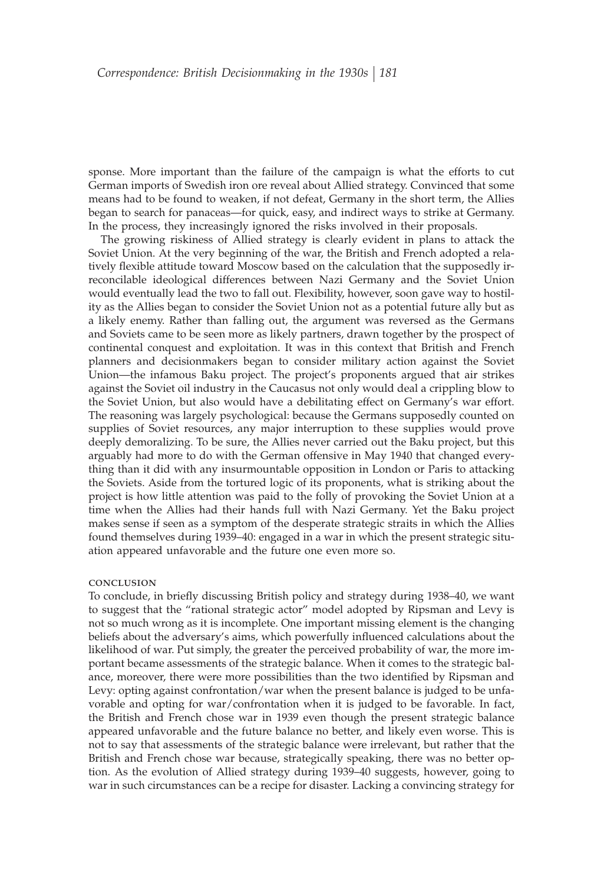sponse. More important than the failure of the campaign is what the efforts to cut German imports of Swedish iron ore reveal about Allied strategy. Convinced that some means had to be found to weaken, if not defeat, Germany in the short term, the Allies began to search for panaceas—for quick, easy, and indirect ways to strike at Germany. In the process, they increasingly ignored the risks involved in their proposals.

The growing riskiness of Allied strategy is clearly evident in plans to attack the Soviet Union. At the very beginning of the war, the British and French adopted a relatively flexible attitude toward Moscow based on the calculation that the supposedly irreconcilable ideological differences between Nazi Germany and the Soviet Union would eventually lead the two to fall out. Flexibility, however, soon gave way to hostility as the Allies began to consider the Soviet Union not as a potential future ally but as a likely enemy. Rather than falling out, the argument was reversed as the Germans and Soviets came to be seen more as likely partners, drawn together by the prospect of continental conquest and exploitation. It was in this context that British and French planners and decisionmakers began to consider military action against the Soviet Union—the infamous Baku project. The project's proponents argued that air strikes against the Soviet oil industry in the Caucasus not only would deal a crippling blow to the Soviet Union, but also would have a debilitating effect on Germany's war effort. The reasoning was largely psychological: because the Germans supposedly counted on supplies of Soviet resources, any major interruption to these supplies would prove deeply demoralizing. To be sure, the Allies never carried out the Baku project, but this arguably had more to do with the German offensive in May 1940 that changed everything than it did with any insurmountable opposition in London or Paris to attacking the Soviets. Aside from the tortured logic of its proponents, what is striking about the project is how little attention was paid to the folly of provoking the Soviet Union at a time when the Allies had their hands full with Nazi Germany. Yet the Baku project makes sense if seen as a symptom of the desperate strategic straits in which the Allies found themselves during 1939–40: engaged in a war in which the present strategic situation appeared unfavorable and the future one even more so.

### CONCLUSION

To conclude, in briefly discussing British policy and strategy during 1938–40, we want to suggest that the "rational strategic actor" model adopted by Ripsman and Levy is not so much wrong as it is incomplete. One important missing element is the changing beliefs about the adversary's aims, which powerfully influenced calculations about the likelihood of war. Put simply, the greater the perceived probability of war, the more important became assessments of the strategic balance. When it comes to the strategic balance, moreover, there were more possibilities than the two identified by Ripsman and Levy: opting against confrontation/war when the present balance is judged to be unfavorable and opting for war/confrontation when it is judged to be favorable. In fact, the British and French chose war in 1939 even though the present strategic balance appeared unfavorable and the future balance no better, and likely even worse. This is not to say that assessments of the strategic balance were irrelevant, but rather that the British and French chose war because, strategically speaking, there was no better option. As the evolution of Allied strategy during 1939–40 suggests, however, going to war in such circumstances can be a recipe for disaster. Lacking a convincing strategy for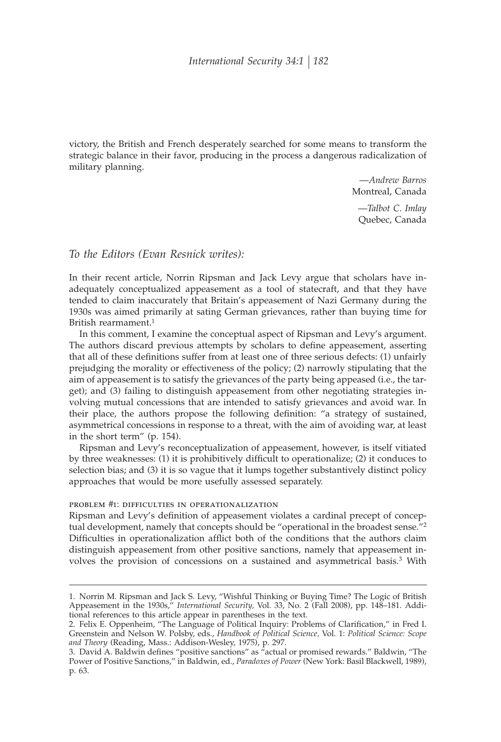victory, the British and French desperately searched for some means to transform the strategic balance in their favor, producing in the process a dangerous radicalization of military planning.

—*Andrew Barros*
Montreal, Canada

—*Talbot C. Imlay*
Quebec, Canada

## *To the Editors (Evan Resnick writes):*

In their recent article, Norrin Ripsman and Jack Levy argue that scholars have inadequately conceptualized appeasement as a tool of statecraft, and that they have tended to claim inaccurately that Britain's appeasement of Nazi Germany during the 1930s was aimed primarily at sating German grievances, rather than buying time for British rearmament.[1]

In this comment, I examine the conceptual aspect of Ripsman and Levy's argument. The authors discard previous attempts by scholars to define appeasement, asserting that all of these definitions suffer from at least one of three serious defects: (1) unfairly prejudging the morality or effectiveness of the policy; (2) narrowly stipulating that the aim of appeasement is to satisfy the grievances of the party being appeased (i.e., the target); and (3) failing to distinguish appeasement from other negotiating strategies involving mutual concessions that are intended to satisfy grievances and avoid war. In their place, the authors propose the following definition: "a strategy of sustained, asymmetrical concessions in response to a threat, with the aim of avoiding war, at least in the short term" (p. 154).

Ripsman and Levy's reconceptualization of appeasement, however, is itself vitiated by three weaknesses: (1) it is prohibitively difficult to operationalize; (2) it conduces to selection bias; and (3) it is so vague that it lumps together substantively distinct policy approaches that would be more usefully assessed separately.

### problem #1: difficulties in operationalization

Ripsman and Levy's definition of appeasement violates a cardinal precept of conceptual development, namely that concepts should be "operational in the broadest sense."[2] Difficulties in operationalization afflict both of the conditions that the authors claim distinguish appeasement from other positive sanctions, namely that appeasement involves the provision of concessions on a sustained and asymmetrical basis.[3] With

---

1. Norrin M. Ripsman and Jack S. Levy, "Wishful Thinking or Buying Time? The Logic of British Appeasement in the 1930s," *International Security,* Vol. 33, No. 2 (Fall 2008), pp. 148–181. Additional references to this article appear in parentheses in the text.

2. Felix E. Oppenheim, "The Language of Political Inquiry: Problems of Clarification," in Fred I. Greenstein and Nelson W. Polsby, eds., *Handbook of Political Science,* Vol. 1: *Political Science: Scope and Theory* (Reading, Mass.: Addison-Wesley, 1975), p. 297.

3. David A. Baldwin defines "positive sanctions" as "actual or promised rewards." Baldwin, "The Power of Positive Sanctions," in Baldwin, ed., *Paradoxes of Power* (New York: Basil Blackwell, 1989), p. 63.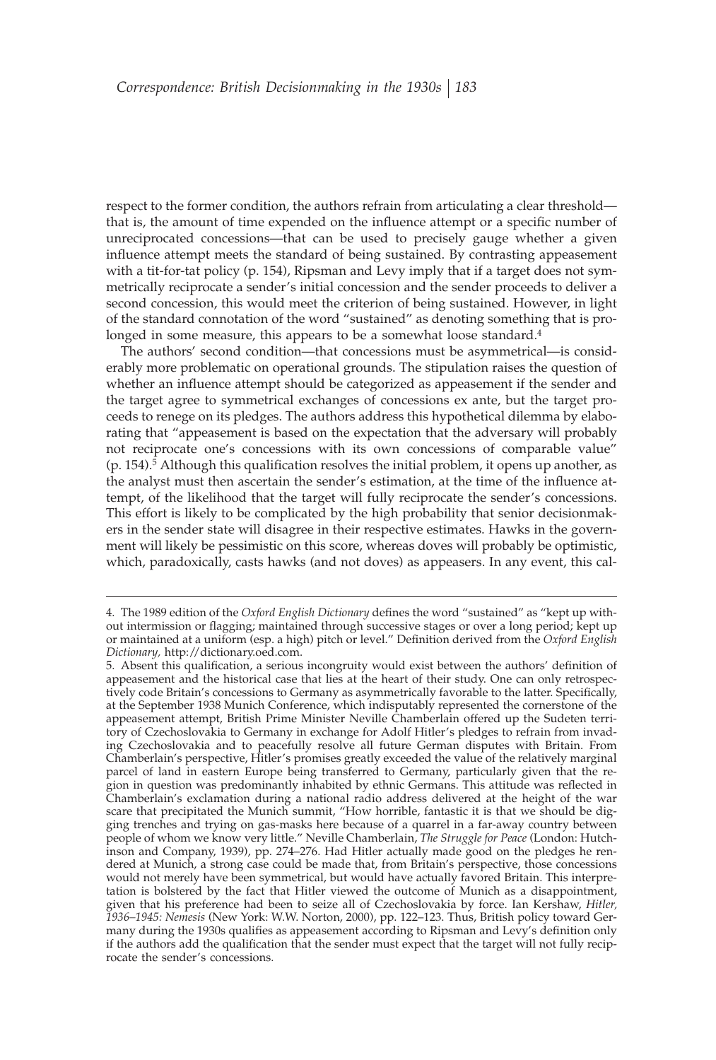respect to the former condition, the authors refrain from articulating a clear threshold—that is, the amount of time expended on the influence attempt or a specific number of unreciprocated concessions—that can be used to precisely gauge whether a given influence attempt meets the standard of being sustained. By contrasting appeasement with a tit-for-tat policy (p. 154), Ripsman and Levy imply that if a target does not symmetrically reciprocate a sender's initial concession and the sender proceeds to deliver a second concession, this would meet the criterion of being sustained. However, in light of the standard connotation of the word "sustained" as denoting something that is prolonged in some measure, this appears to be a somewhat loose standard.[4]

The authors' second condition—that concessions must be asymmetrical—is considerably more problematic on operational grounds. The stipulation raises the question of whether an influence attempt should be categorized as appeasement if the sender and the target agree to symmetrical exchanges of concessions ex ante, but the target proceeds to renege on its pledges. The authors address this hypothetical dilemma by elaborating that "appeasement is based on the expectation that the adversary will probably not reciprocate one's concessions with its own concessions of comparable value" (p. 154).[5] Although this qualification resolves the initial problem, it opens up another, as the analyst must then ascertain the sender's estimation, at the time of the influence attempt, of the likelihood that the target will fully reciprocate the sender's concessions. This effort is likely to be complicated by the high probability that senior decisionmakers in the sender state will disagree in their respective estimates. Hawks in the government will likely be pessimistic on this score, whereas doves will probably be optimistic, which, paradoxically, casts hawks (and not doves) as appeasers. In any event, this cal-

---

4. The 1989 edition of the *Oxford English Dictionary* defines the word "sustained" as "kept up without intermission or flagging; maintained through successive stages or over a long period; kept up or maintained at a uniform (esp. a high) pitch or level." Definition derived from the *Oxford English Dictionary,* http://dictionary.oed.com.

5. Absent this qualification, a serious incongruity would exist between the authors' definition of appeasement and the historical case that lies at the heart of their study. One can only retrospectively code Britain's concessions to Germany as asymmetrically favorable to the latter. Specifically, at the September 1938 Munich Conference, which indisputably represented the cornerstone of the appeasement attempt, British Prime Minister Neville Chamberlain offered up the Sudeten territory of Czechoslovakia to Germany in exchange for Adolf Hitler's pledges to refrain from invading Czechoslovakia and to peacefully resolve all future German disputes with Britain. From Chamberlain's perspective, Hitler's promises greatly exceeded the value of the relatively marginal parcel of land in eastern Europe being transferred to Germany, particularly given that the region in question was predominantly inhabited by ethnic Germans. This attitude was reflected in Chamberlain's exclamation during a national radio address delivered at the height of the war scare that precipitated the Munich summit, "How horrible, fantastic it is that we should be digging trenches and trying on gas-masks here because of a quarrel in a far-away country between people of whom we know very little." Neville Chamberlain, *The Struggle for Peace* (London: Hutchinson and Company, 1939), pp. 274–276. Had Hitler actually made good on the pledges he rendered at Munich, a strong case could be made that, from Britain's perspective, those concessions would not merely have been symmetrical, but would have actually favored Britain. This interpretation is bolstered by the fact that Hitler viewed the outcome of Munich as a disappointment, given that his preference had been to seize all of Czechoslovakia by force. Ian Kershaw, *Hitler, 1936–1945: Nemesis* (New York: W.W. Norton, 2000), pp. 122–123. Thus, British policy toward Germany during the 1930s qualifies as appeasement according to Ripsman and Levy's definition only if the authors add the qualification that the sender must expect that the target will not fully reciprocate the sender's concessions.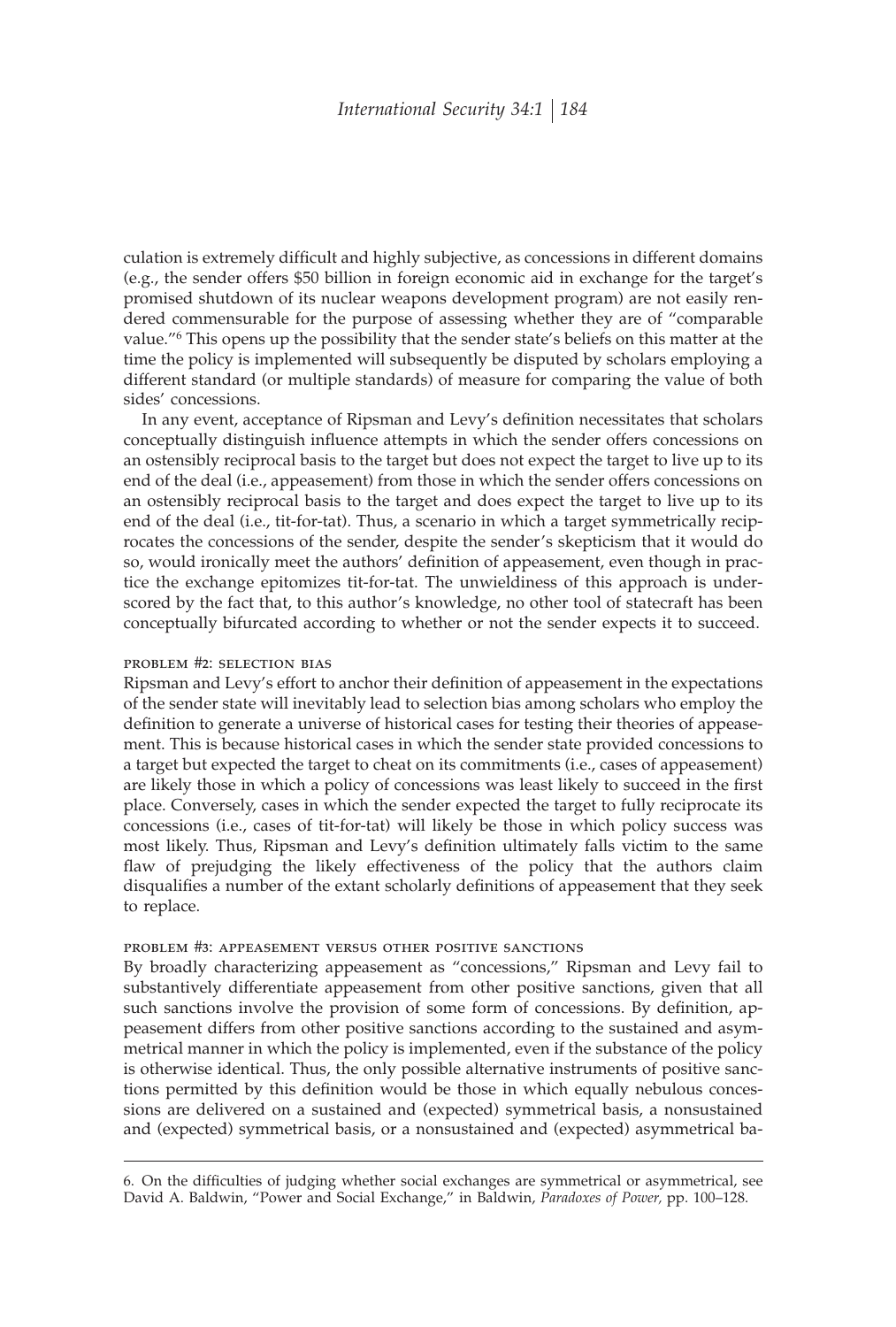culation is extremely difficult and highly subjective, as concessions in different domains (e.g., the sender offers $50 billion in foreign economic aid in exchange for the target's promised shutdown of its nuclear weapons development program) are not easily rendered commensurable for the purpose of assessing whether they are of "comparable value."[6] This opens up the possibility that the sender state's beliefs on this matter at the time the policy is implemented will subsequently be disputed by scholars employing a different standard (or multiple standards) of measure for comparing the value of both sides' concessions.

In any event, acceptance of Ripsman and Levy's definition necessitates that scholars conceptually distinguish influence attempts in which the sender offers concessions on an ostensibly reciprocal basis to the target but does not expect the target to live up to its end of the deal (i.e., appeasement) from those in which the sender offers concessions on an ostensibly reciprocal basis to the target and does expect the target to live up to its end of the deal (i.e., tit-for-tat). Thus, a scenario in which a target symmetrically reciprocates the concessions of the sender, despite the sender's skepticism that it would do so, would ironically meet the authors' definition of appeasement, even though in practice the exchange epitomizes tit-for-tat. The unwieldiness of this approach is underscored by the fact that, to this author's knowledge, no other tool of statecraft has been conceptually bifurcated according to whether or not the sender expects it to succeed.

#### PROBLEM #2: SELECTION BIAS

Ripsman and Levy's effort to anchor their definition of appeasement in the expectations of the sender state will inevitably lead to selection bias among scholars who employ the definition to generate a universe of historical cases for testing their theories of appeasement. This is because historical cases in which the sender state provided concessions to a target but expected the target to cheat on its commitments (i.e., cases of appeasement) are likely those in which a policy of concessions was least likely to succeed in the first place. Conversely, cases in which the sender expected the target to fully reciprocate its concessions (i.e., cases of tit-for-tat) will likely be those in which policy success was most likely. Thus, Ripsman and Levy's definition ultimately falls victim to the same flaw of prejudging the likely effectiveness of the policy that the authors claim disqualifies a number of the extant scholarly definitions of appeasement that they seek to replace.

#### PROBLEM #3: APPEASEMENT VERSUS OTHER POSITIVE SANCTIONS

By broadly characterizing appeasement as "concessions," Ripsman and Levy fail to substantively differentiate appeasement from other positive sanctions, given that all such sanctions involve the provision of some form of concessions. By definition, appeasement differs from other positive sanctions according to the sustained and asymmetrical manner in which the policy is implemented, even if the substance of the policy is otherwise identical. Thus, the only possible alternative instruments of positive sanctions permitted by this definition would be those in which equally nebulous concessions are delivered on a sustained and (expected) symmetrical basis, a nonsustained and (expected) symmetrical basis, or a nonsustained and (expected) asymmetrical ba-

6. On the difficulties of judging whether social exchanges are symmetrical or asymmetrical, see David A. Baldwin, "Power and Social Exchange," in Baldwin, *Paradoxes of Power*, pp. 100–128.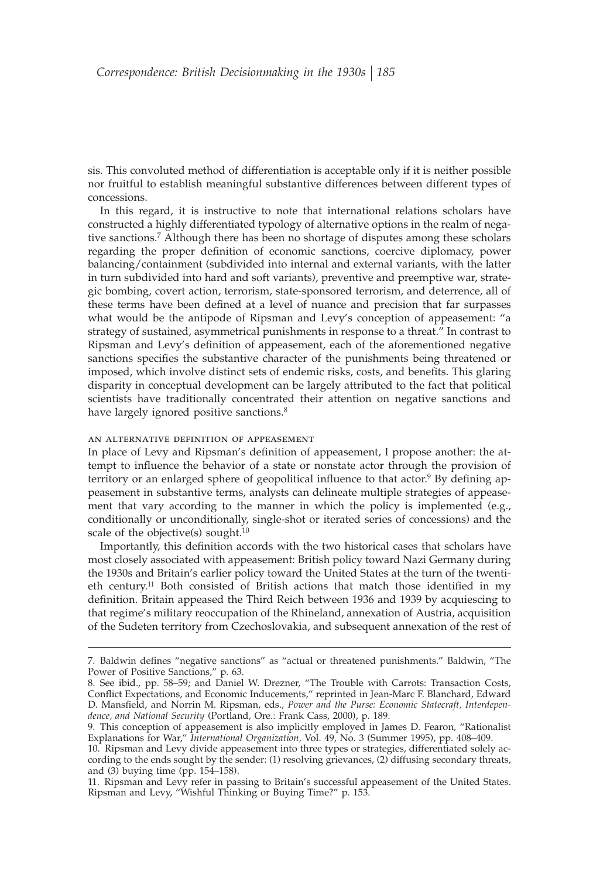sis. This convoluted method of differentiation is acceptable only if it is neither possible nor fruitful to establish meaningful substantive differences between different types of concessions.

In this regard, it is instructive to note that international relations scholars have constructed a highly differentiated typology of alternative options in the realm of negative sanctions.[7] Although there has been no shortage of disputes among these scholars regarding the proper definition of economic sanctions, coercive diplomacy, power balancing/containment (subdivided into internal and external variants, with the latter in turn subdivided into hard and soft variants), preventive and preemptive war, strategic bombing, covert action, terrorism, state-sponsored terrorism, and deterrence, all of these terms have been defined at a level of nuance and precision that far surpasses what would be the antipode of Ripsman and Levy's conception of appeasement: "a strategy of sustained, asymmetrical punishments in response to a threat." In contrast to Ripsman and Levy's definition of appeasement, each of the aforementioned negative sanctions specifies the substantive character of the punishments being threatened or imposed, which involve distinct sets of endemic risks, costs, and benefits. This glaring disparity in conceptual development can be largely attributed to the fact that political scientists have traditionally concentrated their attention on negative sanctions and have largely ignored positive sanctions.[8]

### an alternative definition of appeasement

In place of Levy and Ripsman's definition of appeasement, I propose another: the attempt to influence the behavior of a state or nonstate actor through the provision of territory or an enlarged sphere of geopolitical influence to that actor.[9] By defining appeasement in substantive terms, analysts can delineate multiple strategies of appeasement that vary according to the manner in which the policy is implemented (e.g., conditionally or unconditionally, single-shot or iterated series of concessions) and the scale of the objective(s) sought.[10]

Importantly, this definition accords with the two historical cases that scholars have most closely associated with appeasement: British policy toward Nazi Germany during the 1930s and Britain's earlier policy toward the United States at the turn of the twentieth century.[11] Both consisted of British actions that match those identified in my definition. Britain appeased the Third Reich between 1936 and 1939 by acquiescing to that regime's military reoccupation of the Rhineland, annexation of Austria, acquisition of the Sudeten territory from Czechoslovakia, and subsequent annexation of the rest of

---

7. Baldwin defines "negative sanctions" as "actual or threatened punishments." Baldwin, "The Power of Positive Sanctions," p. 63.

8. See ibid., pp. 58–59; and Daniel W. Drezner, "The Trouble with Carrots: Transaction Costs, Conflict Expectations, and Economic Inducements," reprinted in Jean-Marc F. Blanchard, Edward D. Mansfield, and Norrin M. Ripsman, eds., *Power and the Purse: Economic Statecraft, Interdependence, and National Security* (Portland, Ore.: Frank Cass, 2000), p. 189.

9. This conception of appeasement is also implicitly employed in James D. Fearon, "Rationalist Explanations for War," *International Organization*, Vol. 49, No. 3 (Summer 1995), pp. 408–409.

10. Ripsman and Levy divide appeasement into three types or strategies, differentiated solely according to the ends sought by the sender: (1) resolving grievances, (2) diffusing secondary threats, and (3) buying time (pp. 154–158).

11. Ripsman and Levy refer in passing to Britain's successful appeasement of the United States. Ripsman and Levy, "Wishful Thinking or Buying Time?" p. 153.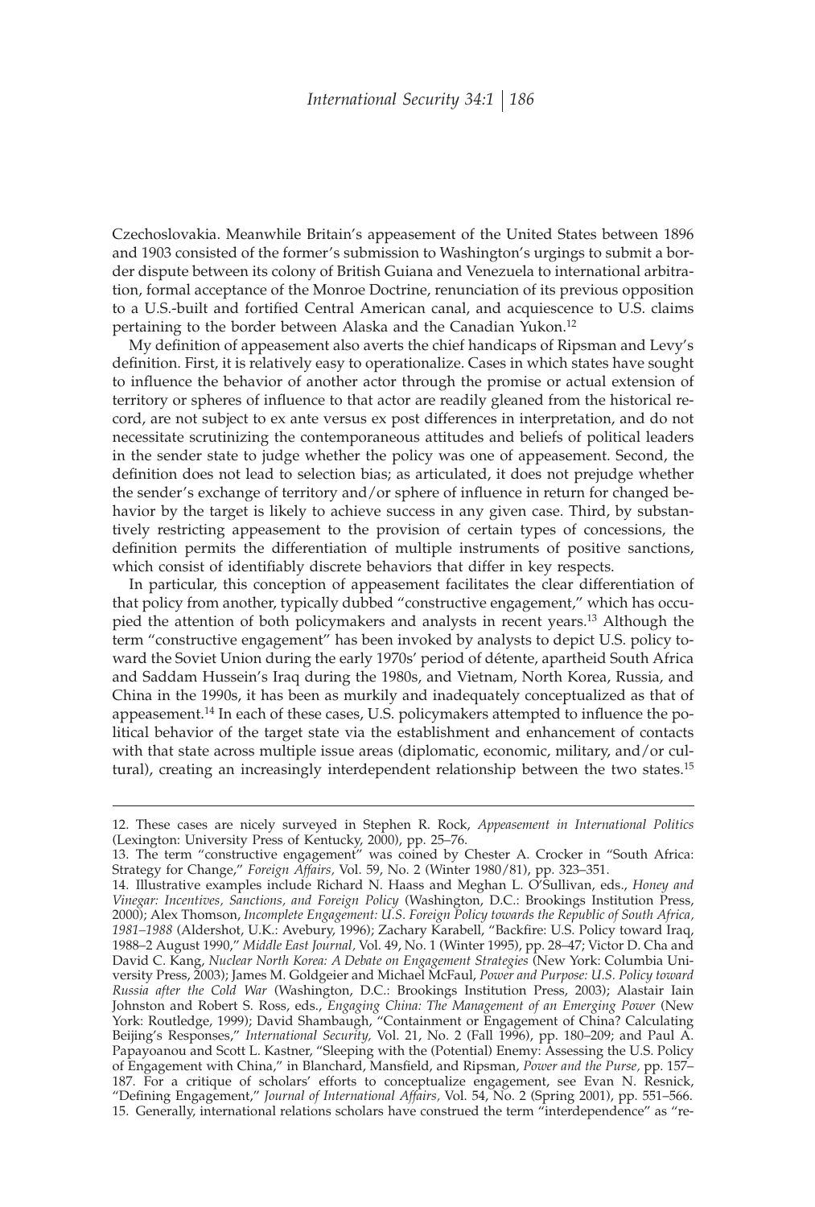Czechoslovakia. Meanwhile Britain's appeasement of the United States between 1896 and 1903 consisted of the former's submission to Washington's urgings to submit a border dispute between its colony of British Guiana and Venezuela to international arbitration, formal acceptance of the Monroe Doctrine, renunciation of its previous opposition to a U.S.-built and fortified Central American canal, and acquiescence to U.S. claims pertaining to the border between Alaska and the Canadian Yukon.[12]

My definition of appeasement also averts the chief handicaps of Ripsman and Levy's definition. First, it is relatively easy to operationalize. Cases in which states have sought to influence the behavior of another actor through the promise or actual extension of territory or spheres of influence to that actor are readily gleaned from the historical record, are not subject to ex ante versus ex post differences in interpretation, and do not necessitate scrutinizing the contemporaneous attitudes and beliefs of political leaders in the sender state to judge whether the policy was one of appeasement. Second, the definition does not lead to selection bias; as articulated, it does not prejudge whether the sender's exchange of territory and/or sphere of influence in return for changed behavior by the target is likely to achieve success in any given case. Third, by substantively restricting appeasement to the provision of certain types of concessions, the definition permits the differentiation of multiple instruments of positive sanctions, which consist of identifiably discrete behaviors that differ in key respects.

In particular, this conception of appeasement facilitates the clear differentiation of that policy from another, typically dubbed "constructive engagement," which has occupied the attention of both policymakers and analysts in recent years.[13] Although the term "constructive engagement" has been invoked by analysts to depict U.S. policy toward the Soviet Union during the early 1970s' period of détente, apartheid South Africa and Saddam Hussein's Iraq during the 1980s, and Vietnam, North Korea, Russia, and China in the 1990s, it has been as murkily and inadequately conceptualized as that of appeasement.[14] In each of these cases, U.S. policymakers attempted to influence the political behavior of the target state via the establishment and enhancement of contacts with that state across multiple issue areas (diplomatic, economic, military, and/or cultural), creating an increasingly interdependent relationship between the two states.[15]

---

12. These cases are nicely surveyed in Stephen R. Rock, *Appeasement in International Politics* (Lexington: University Press of Kentucky, 2000), pp. 25–76.

13. The term "constructive engagement" was coined by Chester A. Crocker in "South Africa: Strategy for Change," *Foreign Affairs,* Vol. 59, No. 2 (Winter 1980/81), pp. 323–351.

14. Illustrative examples include Richard N. Haass and Meghan L. O'Sullivan, eds., *Honey and Vinegar: Incentives, Sanctions, and Foreign Policy* (Washington, D.C.: Brookings Institution Press, 2000); Alex Thomson, *Incomplete Engagement: U.S. Foreign Policy towards the Republic of South Africa, 1981–1988* (Aldershot, U.K.: Avebury, 1996); Zachary Karabell, "Backfire: U.S. Policy toward Iraq, 1988–2 August 1990," *Middle East Journal,* Vol. 49, No. 1 (Winter 1995), pp. 28–47; Victor D. Cha and David C. Kang, *Nuclear North Korea: A Debate on Engagement Strategies* (New York: Columbia University Press, 2003); James M. Goldgeier and Michael McFaul, *Power and Purpose: U.S. Policy toward Russia after the Cold War* (Washington, D.C.: Brookings Institution Press, 2003); Alastair Iain Johnston and Robert S. Ross, eds., *Engaging China: The Management of an Emerging Power* (New York: Routledge, 1999); David Shambaugh, "Containment or Engagement of China? Calculating Beijing's Responses," *International Security,* Vol. 21, No. 2 (Fall 1996), pp. 180–209; and Paul A. Papayoanou and Scott L. Kastner, "Sleeping with the (Potential) Enemy: Assessing the U.S. Policy of Engagement with China," in Blanchard, Mansfield, and Ripsman, *Power and the Purse,* pp. 157–187. For a critique of scholars' efforts to conceptualize engagement, see Evan N. Resnick, "Defining Engagement," *Journal of International Affairs,* Vol. 54, No. 2 (Spring 2001), pp. 551–566.

15. Generally, international relations scholars have construed the term "interdependence" as "re-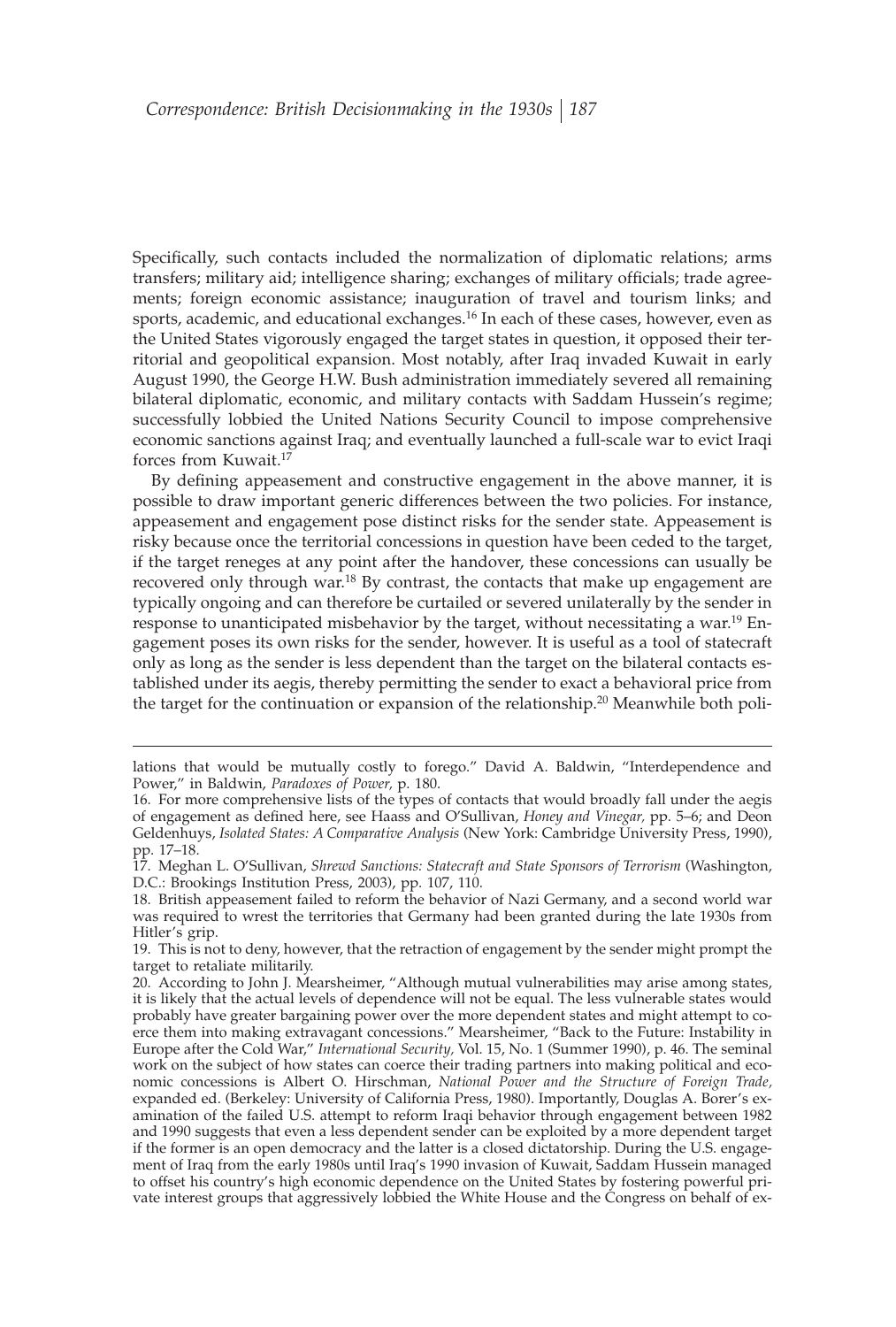Specifically, such contacts included the normalization of diplomatic relations; arms transfers; military aid; intelligence sharing; exchanges of military officials; trade agreements; foreign economic assistance; inauguration of travel and tourism links; and sports, academic, and educational exchanges.[16] In each of these cases, however, even as the United States vigorously engaged the target states in question, it opposed their territorial and geopolitical expansion. Most notably, after Iraq invaded Kuwait in early August 1990, the George H.W. Bush administration immediately severed all remaining bilateral diplomatic, economic, and military contacts with Saddam Hussein's regime; successfully lobbied the United Nations Security Council to impose comprehensive economic sanctions against Iraq; and eventually launched a full-scale war to evict Iraqi forces from Kuwait.[17]

By defining appeasement and constructive engagement in the above manner, it is possible to draw important generic differences between the two policies. For instance, appeasement and engagement pose distinct risks for the sender state. Appeasement is risky because once the territorial concessions in question have been ceded to the target, if the target reneges at any point after the handover, these concessions can usually be recovered only through war.[18] By contrast, the contacts that make up engagement are typically ongoing and can therefore be curtailed or severed unilaterally by the sender in response to unanticipated misbehavior by the target, without necessitating a war.[19] Engagement poses its own risks for the sender, however. It is useful as a tool of statecraft only as long as the sender is less dependent than the target on the bilateral contacts established under its aegis, thereby permitting the sender to exact a behavioral price from the target for the continuation or expansion of the relationship.[20] Meanwhile both poli-

---

lations that would be mutually costly to forego." David A. Baldwin, "Interdependence and Power," in Baldwin, *Paradoxes of Power,* p. 180.

16. For more comprehensive lists of the types of contacts that would broadly fall under the aegis of engagement as defined here, see Haass and O'Sullivan, *Honey and Vinegar,* pp. 5–6; and Deon Geldenhuys, *Isolated States: A Comparative Analysis* (New York: Cambridge University Press, 1990), pp. 17–18.

17. Meghan L. O'Sullivan, *Shrewd Sanctions: Statecraft and State Sponsors of Terrorism* (Washington, D.C.: Brookings Institution Press, 2003), pp. 107, 110.

18. British appeasement failed to reform the behavior of Nazi Germany, and a second world war was required to wrest the territories that Germany had been granted during the late 1930s from Hitler's grip.

19. This is not to deny, however, that the retraction of engagement by the sender might prompt the target to retaliate militarily.

20. According to John J. Mearsheimer, "Although mutual vulnerabilities may arise among states, it is likely that the actual levels of dependence will not be equal. The less vulnerable states would probably have greater bargaining power over the more dependent states and might attempt to coerce them into making extravagant concessions." Mearsheimer, "Back to the Future: Instability in Europe after the Cold War," *International Security,* Vol. 15, No. 1 (Summer 1990), p. 46. The seminal work on the subject of how states can coerce their trading partners into making political and economic concessions is Albert O. Hirschman, *National Power and the Structure of Foreign Trade,* expanded ed. (Berkeley: University of California Press, 1980). Importantly, Douglas A. Borer's examination of the failed U.S. attempt to reform Iraqi behavior through engagement between 1982 and 1990 suggests that even a less dependent sender can be exploited by a more dependent target if the former is an open democracy and the latter is a closed dictatorship. During the U.S. engagement of Iraq from the early 1980s until Iraq's 1990 invasion of Kuwait, Saddam Hussein managed to offset his country's high economic dependence on the United States by fostering powerful private interest groups that aggressively lobbied the White House and the Congress on behalf of ex-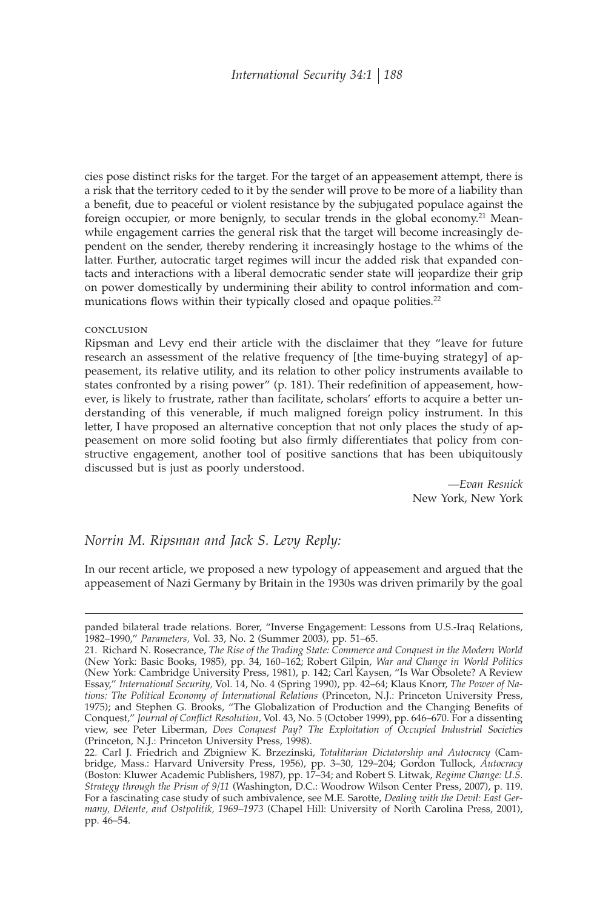cies pose distinct risks for the target. For the target of an appeasement attempt, there is a risk that the territory ceded to it by the sender will prove to be more of a liability than a benefit, due to peaceful or violent resistance by the subjugated populace against the foreign occupier, or more benignly, to secular trends in the global economy.[21] Meanwhile engagement carries the general risk that the target will become increasingly dependent on the sender, thereby rendering it increasingly hostage to the whims of the latter. Further, autocratic target regimes will incur the added risk that expanded contacts and interactions with a liberal democratic sender state will jeopardize their grip on power domestically by undermining their ability to control information and communications flows within their typically closed and opaque polities.[22]

### CONCLUSION

Ripsman and Levy end their article with the disclaimer that they "leave for future research an assessment of the relative frequency of [the time-buying strategy] of appeasement, its relative utility, and its relation to other policy instruments available to states confronted by a rising power" (p. 181). Their redefinition of appeasement, however, is likely to frustrate, rather than facilitate, scholars' efforts to acquire a better understanding of this venerable, if much maligned foreign policy instrument. In this letter, I have proposed an alternative conception that not only places the study of appeasement on more solid footing but also firmly differentiates that policy from constructive engagement, another tool of positive sanctions that has been ubiquitously discussed but is just as poorly understood.

—*Evan Resnick*
New York, New York

## *Norrin M. Ripsman and Jack S. Levy Reply:*

In our recent article, we proposed a new typology of appeasement and argued that the appeasement of Nazi Germany by Britain in the 1930s was driven primarily by the goal

---

panded bilateral trade relations. Borer, "Inverse Engagement: Lessons from U.S.-Iraq Relations, 1982–1990," *Parameters*, Vol. 33, No. 2 (Summer 2003), pp. 51–65.

21. Richard N. Rosecrance, *The Rise of the Trading State: Commerce and Conquest in the Modern World* (New York: Basic Books, 1985), pp. 34, 160–162; Robert Gilpin, *War and Change in World Politics* (New York: Cambridge University Press, 1981), p. 142; Carl Kaysen, "Is War Obsolete? A Review Essay," *International Security*, Vol. 14, No. 4 (Spring 1990), pp. 42–64; Klaus Knorr, *The Power of Nations: The Political Economy of International Relations* (Princeton, N.J.: Princeton University Press, 1975); and Stephen G. Brooks, "The Globalization of Production and the Changing Benefits of Conquest," *Journal of Conflict Resolution*, Vol. 43, No. 5 (October 1999), pp. 646–670. For a dissenting view, see Peter Liberman, *Does Conquest Pay? The Exploitation of Occupied Industrial Societies* (Princeton, N.J.: Princeton University Press, 1998).

22. Carl J. Friedrich and Zbigniew K. Brzezinski, *Totalitarian Dictatorship and Autocracy* (Cambridge, Mass.: Harvard University Press, 1956), pp. 3–30, 129–204; Gordon Tullock, *Autocracy* (Boston: Kluwer Academic Publishers, 1987), pp. 17–34; and Robert S. Litwak, *Regime Change: U.S. Strategy through the Prism of 9/11* (Washington, D.C.: Woodrow Wilson Center Press, 2007), p. 119. For a fascinating case study of such ambivalence, see M.E. Sarotte, *Dealing with the Devil: East Germany, Détente, and Ostpolitik, 1969–1973* (Chapel Hill: University of North Carolina Press, 2001), pp. 46–54.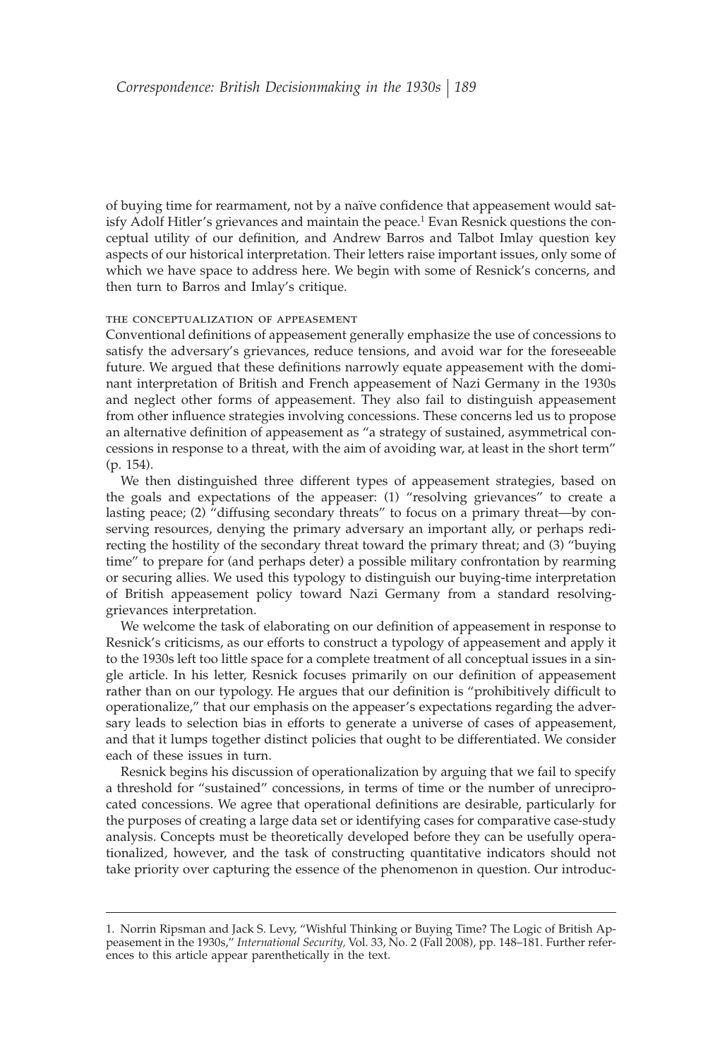of buying time for rearmament, not by a naïve confidence that appeasement would satisfy Adolf Hitler's grievances and maintain the peace.[1] Evan Resnick questions the conceptual utility of our definition, and Andrew Barros and Talbot Imlay question key aspects of our historical interpretation. Their letters raise important issues, only some of which we have space to address here. We begin with some of Resnick's concerns, and then turn to Barros and Imlay's critique.

### THE CONCEPTUALIZATION OF APPEASEMENT

Conventional definitions of appeasement generally emphasize the use of concessions to satisfy the adversary's grievances, reduce tensions, and avoid war for the foreseeable future. We argued that these definitions narrowly equate appeasement with the dominant interpretation of British and French appeasement of Nazi Germany in the 1930s and neglect other forms of appeasement. They also fail to distinguish appeasement from other influence strategies involving concessions. These concerns led us to propose an alternative definition of appeasement as "a strategy of sustained, asymmetrical concessions in response to a threat, with the aim of avoiding war, at least in the short term" (p. 154).

We then distinguished three different types of appeasement strategies, based on the goals and expectations of the appeaser: (1) "resolving grievances" to create a lasting peace; (2) "diffusing secondary threats" to focus on a primary threat—by conserving resources, denying the primary adversary an important ally, or perhaps redirecting the hostility of the secondary threat toward the primary threat; and (3) "buying time" to prepare for (and perhaps deter) a possible military confrontation by rearming or securing allies. We used this typology to distinguish our buying-time interpretation of British appeasement policy toward Nazi Germany from a standard resolving-grievances interpretation.

We welcome the task of elaborating on our definition of appeasement in response to Resnick's criticisms, as our efforts to construct a typology of appeasement and apply it to the 1930s left too little space for a complete treatment of all conceptual issues in a single article. In his letter, Resnick focuses primarily on our definition of appeasement rather than on our typology. He argues that our definition is "prohibitively difficult to operationalize," that our emphasis on the appeaser's expectations regarding the adversary leads to selection bias in efforts to generate a universe of cases of appeasement, and that it lumps together distinct policies that ought to be differentiated. We consider each of these issues in turn.

Resnick begins his discussion of operationalization by arguing that we fail to specify a threshold for "sustained" concessions, in terms of time or the number of unreciprocated concessions. We agree that operational definitions are desirable, particularly for the purposes of creating a large data set or identifying cases for comparative case-study analysis. Concepts must be theoretically developed before they can be usefully operationalized, however, and the task of constructing quantitative indicators should not take priority over capturing the essence of the phenomenon in question. Our introduc-

---

1. Norrin Ripsman and Jack S. Levy, "Wishful Thinking or Buying Time? The Logic of British Appeasement in the 1930s," *International Security*, Vol. 33, No. 2 (Fall 2008), pp. 148–181. Further references to this article appear parenthetically in the text.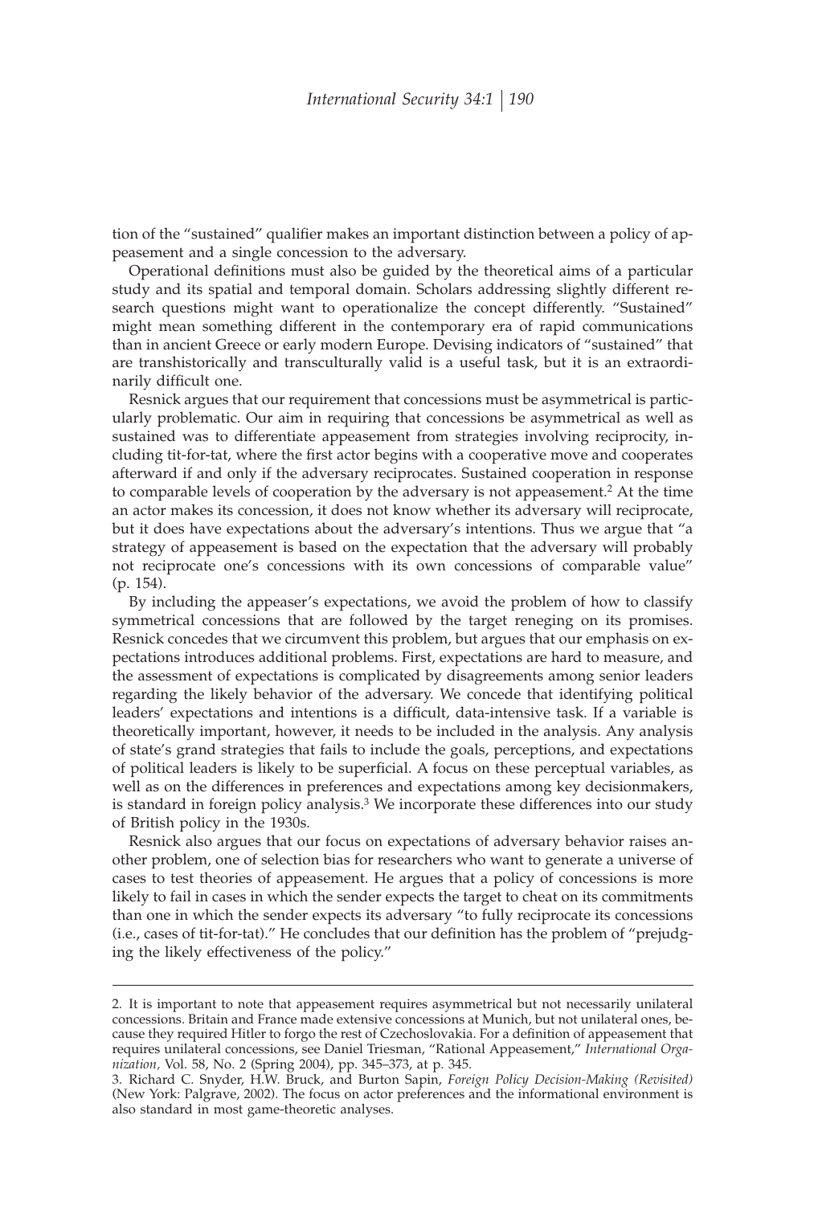tion of the "sustained" qualifier makes an important distinction between a policy of appeasement and a single concession to the adversary.

Operational definitions must also be guided by the theoretical aims of a particular study and its spatial and temporal domain. Scholars addressing slightly different research questions might want to operationalize the concept differently. "Sustained" might mean something different in the contemporary era of rapid communications than in ancient Greece or early modern Europe. Devising indicators of "sustained" that are transhistorically and transculturally valid is a useful task, but it is an extraordinarily difficult one.

Resnick argues that our requirement that concessions must be asymmetrical is particularly problematic. Our aim in requiring that concessions be asymmetrical as well as sustained was to differentiate appeasement from strategies involving reciprocity, including tit-for-tat, where the first actor begins with a cooperative move and cooperates afterward if and only if the adversary reciprocates. Sustained cooperation in response to comparable levels of cooperation by the adversary is not appeasement.[2] At the time an actor makes its concession, it does not know whether its adversary will reciprocate, but it does have expectations about the adversary's intentions. Thus we argue that "a strategy of appeasement is based on the expectation that the adversary will probably not reciprocate one's concessions with its own concessions of comparable value" (p. 154).

By including the appeaser's expectations, we avoid the problem of how to classify symmetrical concessions that are followed by the target reneging on its promises. Resnick concedes that we circumvent this problem, but argues that our emphasis on expectations introduces additional problems. First, expectations are hard to measure, and the assessment of expectations is complicated by disagreements among senior leaders regarding the likely behavior of the adversary. We concede that identifying political leaders' expectations and intentions is a difficult, data-intensive task. If a variable is theoretically important, however, it needs to be included in the analysis. Any analysis of state's grand strategies that fails to include the goals, perceptions, and expectations of political leaders is likely to be superficial. A focus on these perceptual variables, as well as on the differences in preferences and expectations among key decisionmakers, is standard in foreign policy analysis.[3] We incorporate these differences into our study of British policy in the 1930s.

Resnick also argues that our focus on expectations of adversary behavior raises another problem, one of selection bias for researchers who want to generate a universe of cases to test theories of appeasement. He argues that a policy of concessions is more likely to fail in cases in which the sender expects the target to cheat on its commitments than one in which the sender expects its adversary "to fully reciprocate its concessions (i.e., cases of tit-for-tat)." He concludes that our definition has the problem of "prejudging the likely effectiveness of the policy."

---

2. It is important to note that appeasement requires asymmetrical but not necessarily unilateral concessions. Britain and France made extensive concessions at Munich, but not unilateral ones, because they required Hitler to forgo the rest of Czechoslovakia. For a definition of appeasement that requires unilateral concessions, see Daniel Triesman, "Rational Appeasement," *International Organization*, Vol. 58, No. 2 (Spring 2004), pp. 345–373, at p. 345.

3. Richard C. Snyder, H.W. Bruck, and Burton Sapin, *Foreign Policy Decision-Making (Revisited)* (New York: Palgrave, 2002). The focus on actor preferences and the informational environment is also standard in most game-theoretic analyses.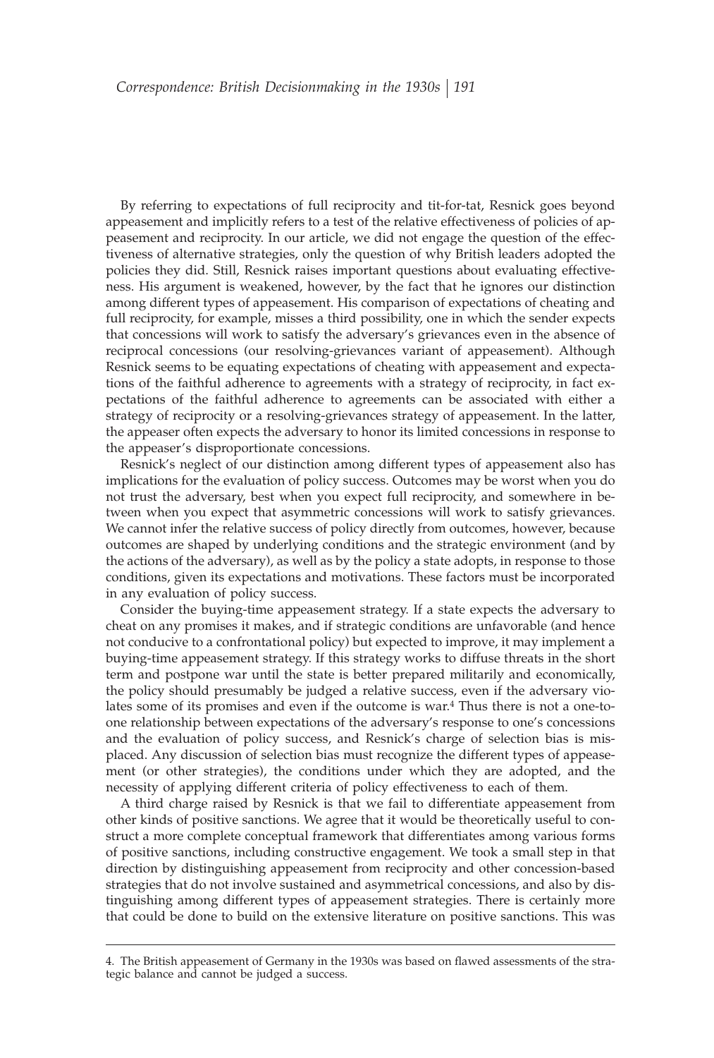By referring to expectations of full reciprocity and tit-for-tat, Resnick goes beyond appeasement and implicitly refers to a test of the relative effectiveness of policies of appeasement and reciprocity. In our article, we did not engage the question of the effectiveness of alternative strategies, only the question of why British leaders adopted the policies they did. Still, Resnick raises important questions about evaluating effectiveness. His argument is weakened, however, by the fact that he ignores our distinction among different types of appeasement. His comparison of expectations of cheating and full reciprocity, for example, misses a third possibility, one in which the sender expects that concessions will work to satisfy the adversary's grievances even in the absence of reciprocal concessions (our resolving-grievances variant of appeasement). Although Resnick seems to be equating expectations of cheating with appeasement and expectations of the faithful adherence to agreements with a strategy of reciprocity, in fact expectations of the faithful adherence to agreements can be associated with either a strategy of reciprocity or a resolving-grievances strategy of appeasement. In the latter, the appeaser often expects the adversary to honor its limited concessions in response to the appeaser's disproportionate concessions.

Resnick's neglect of our distinction among different types of appeasement also has implications for the evaluation of policy success. Outcomes may be worst when you do not trust the adversary, best when you expect full reciprocity, and somewhere in between when you expect that asymmetric concessions will work to satisfy grievances. We cannot infer the relative success of policy directly from outcomes, however, because outcomes are shaped by underlying conditions and the strategic environment (and by the actions of the adversary), as well as by the policy a state adopts, in response to those conditions, given its expectations and motivations. These factors must be incorporated in any evaluation of policy success.

Consider the buying-time appeasement strategy. If a state expects the adversary to cheat on any promises it makes, and if strategic conditions are unfavorable (and hence not conducive to a confrontational policy) but expected to improve, it may implement a buying-time appeasement strategy. If this strategy works to diffuse threats in the short term and postpone war until the state is better prepared militarily and economically, the policy should presumably be judged a relative success, even if the adversary violates some of its promises and even if the outcome is war.[4] Thus there is not a one-to-one relationship between expectations of the adversary's response to one's concessions and the evaluation of policy success, and Resnick's charge of selection bias is misplaced. Any discussion of selection bias must recognize the different types of appeasement (or other strategies), the conditions under which they are adopted, and the necessity of applying different criteria of policy effectiveness to each of them.

A third charge raised by Resnick is that we fail to differentiate appeasement from other kinds of positive sanctions. We agree that it would be theoretically useful to construct a more complete conceptual framework that differentiates among various forms of positive sanctions, including constructive engagement. We took a small step in that direction by distinguishing appeasement from reciprocity and other concession-based strategies that do not involve sustained and asymmetrical concessions, and also by distinguishing among different types of appeasement strategies. There is certainly more that could be done to build on the extensive literature on positive sanctions. This was

---

4. The British appeasement of Germany in the 1930s was based on flawed assessments of the strategic balance and cannot be judged a success.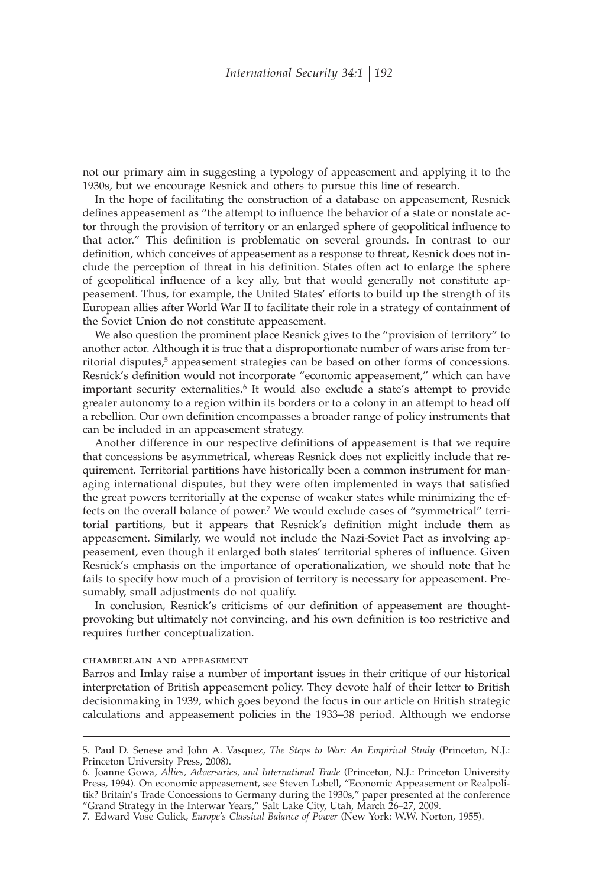not our primary aim in suggesting a typology of appeasement and applying it to the 1930s, but we encourage Resnick and others to pursue this line of research.

In the hope of facilitating the construction of a database on appeasement, Resnick defines appeasement as "the attempt to influence the behavior of a state or nonstate actor through the provision of territory or an enlarged sphere of geopolitical influence to that actor." This definition is problematic on several grounds. In contrast to our definition, which conceives of appeasement as a response to threat, Resnick does not include the perception of threat in his definition. States often act to enlarge the sphere of geopolitical influence of a key ally, but that would generally not constitute appeasement. Thus, for example, the United States' efforts to build up the strength of its European allies after World War II to facilitate their role in a strategy of containment of the Soviet Union do not constitute appeasement.

We also question the prominent place Resnick gives to the "provision of territory" to another actor. Although it is true that a disproportionate number of wars arise from territorial disputes,[5] appeasement strategies can be based on other forms of concessions. Resnick's definition would not incorporate "economic appeasement," which can have important security externalities.[6] It would also exclude a state's attempt to provide greater autonomy to a region within its borders or to a colony in an attempt to head off a rebellion. Our own definition encompasses a broader range of policy instruments that can be included in an appeasement strategy.

Another difference in our respective definitions of appeasement is that we require that concessions be asymmetrical, whereas Resnick does not explicitly include that requirement. Territorial partitions have historically been a common instrument for managing international disputes, but they were often implemented in ways that satisfied the great powers territorially at the expense of weaker states while minimizing the effects on the overall balance of power.[7] We would exclude cases of "symmetrical" territorial partitions, but it appears that Resnick's definition might include them as appeasement. Similarly, we would not include the Nazi-Soviet Pact as involving appeasement, even though it enlarged both states' territorial spheres of influence. Given Resnick's emphasis on the importance of operationalization, we should note that he fails to specify how much of a provision of territory is necessary for appeasement. Presumably, small adjustments do not qualify.

In conclusion, Resnick's criticisms of our definition of appeasement are thought-provoking but ultimately not convincing, and his own definition is too restrictive and requires further conceptualization.

### CHAMBERLAIN AND APPEASEMENT

Barros and Imlay raise a number of important issues in their critique of our historical interpretation of British appeasement policy. They devote half of their letter to British decisionmaking in 1939, which goes beyond the focus in our article on British strategic calculations and appeasement policies in the 1933–38 period. Although we endorse

---

5. Paul D. Senese and John A. Vasquez, *The Steps to War: An Empirical Study* (Princeton, N.J.: Princeton University Press, 2008).

6. Joanne Gowa, *Allies, Adversaries, and International Trade* (Princeton, N.J.: Princeton University Press, 1994). On economic appeasement, see Steven Lobell, "Economic Appeasement or Realpolitik? Britain's Trade Concessions to Germany during the 1930s," paper presented at the conference "Grand Strategy in the Interwar Years," Salt Lake City, Utah, March 26–27, 2009.

7. Edward Vose Gulick, *Europe's Classical Balance of Power* (New York: W.W. Norton, 1955).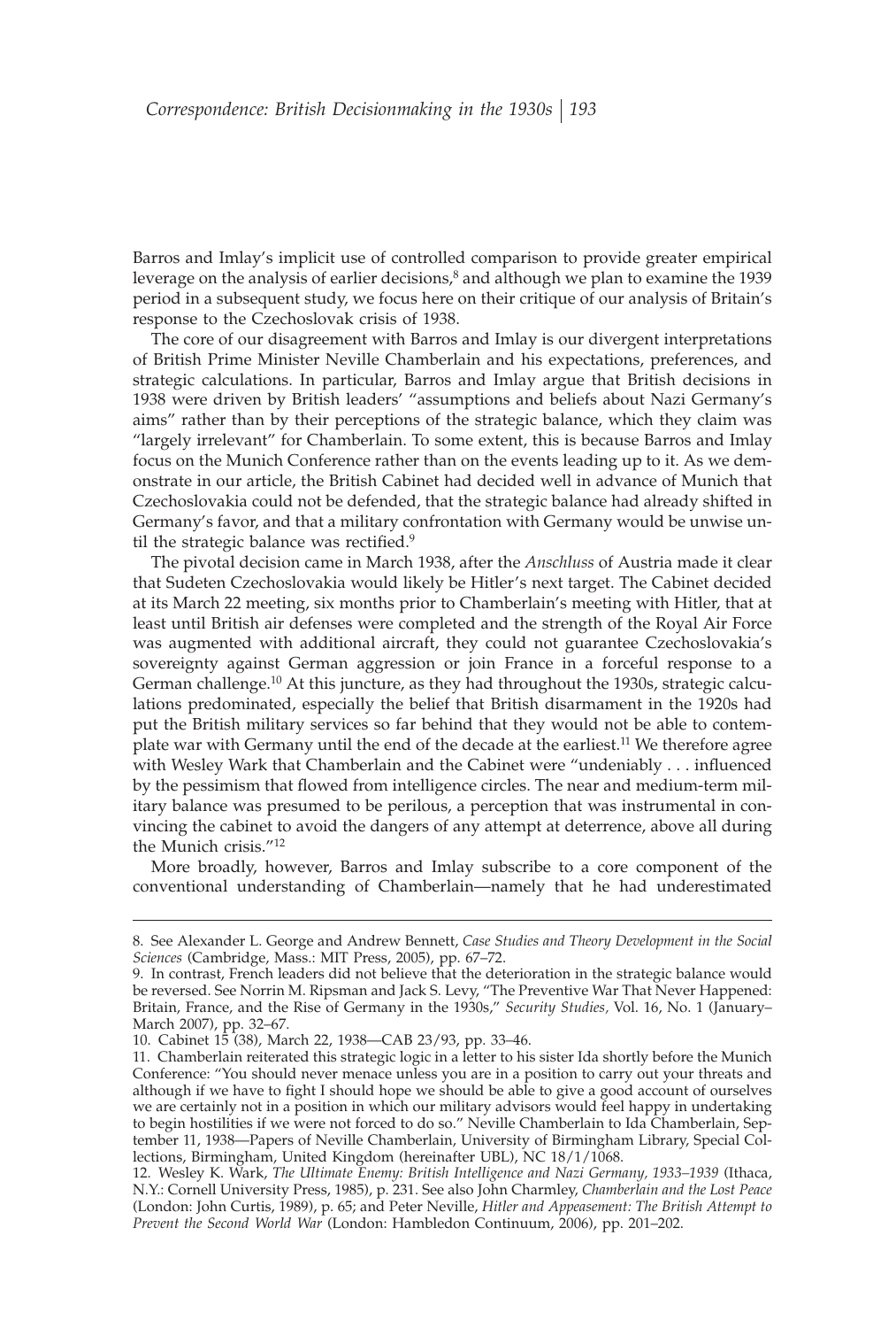Barros and Imlay's implicit use of controlled comparison to provide greater empirical leverage on the analysis of earlier decisions,[8] and although we plan to examine the 1939 period in a subsequent study, we focus here on their critique of our analysis of Britain's response to the Czechoslovak crisis of 1938.

The core of our disagreement with Barros and Imlay is our divergent interpretations of British Prime Minister Neville Chamberlain and his expectations, preferences, and strategic calculations. In particular, Barros and Imlay argue that British decisions in 1938 were driven by British leaders' "assumptions and beliefs about Nazi Germany's aims" rather than by their perceptions of the strategic balance, which they claim was "largely irrelevant" for Chamberlain. To some extent, this is because Barros and Imlay focus on the Munich Conference rather than on the events leading up to it. As we demonstrate in our article, the British Cabinet had decided well in advance of Munich that Czechoslovakia could not be defended, that the strategic balance had already shifted in Germany's favor, and that a military confrontation with Germany would be unwise until the strategic balance was rectified.[9]

The pivotal decision came in March 1938, after the *Anschluss* of Austria made it clear that Sudeten Czechoslovakia would likely be Hitler's next target. The Cabinet decided at its March 22 meeting, six months prior to Chamberlain's meeting with Hitler, that at least until British air defenses were completed and the strength of the Royal Air Force was augmented with additional aircraft, they could not guarantee Czechoslovakia's sovereignty against German aggression or join France in a forceful response to a German challenge.[10] At this juncture, as they had throughout the 1930s, strategic calculations predominated, especially the belief that British disarmament in the 1920s had put the British military services so far behind that they would not be able to contemplate war with Germany until the end of the decade at the earliest.[11] We therefore agree with Wesley Wark that Chamberlain and the Cabinet were "undeniably . . . influenced by the pessimism that flowed from intelligence circles. The near and medium-term military balance was presumed to be perilous, a perception that was instrumental in convincing the cabinet to avoid the dangers of any attempt at deterrence, above all during the Munich crisis."[12]

More broadly, however, Barros and Imlay subscribe to a core component of the conventional understanding of Chamberlain—namely that he had underestimated

---

8. See Alexander L. George and Andrew Bennett, *Case Studies and Theory Development in the Social Sciences* (Cambridge, Mass.: MIT Press, 2005), pp. 67–72.

9. In contrast, French leaders did not believe that the deterioration in the strategic balance would be reversed. See Norrin M. Ripsman and Jack S. Levy, "The Preventive War That Never Happened: Britain, France, and the Rise of Germany in the 1930s," *Security Studies*, Vol. 16, No. 1 (January–March 2007), pp. 32–67.

10. Cabinet 15 (38), March 22, 1938—CAB 23/93, pp. 33–46.

11. Chamberlain reiterated this strategic logic in a letter to his sister Ida shortly before the Munich Conference: "You should never menace unless you are in a position to carry out your threats and although if we have to fight I should hope we should be able to give a good account of ourselves we are certainly not in a position in which our military advisors would feel happy in undertaking to begin hostilities if we were not forced to do so." Neville Chamberlain to Ida Chamberlain, September 11, 1938—Papers of Neville Chamberlain, University of Birmingham Library, Special Collections, Birmingham, United Kingdom (hereinafter UBL), NC 18/1/1068.

12. Wesley K. Wark, *The Ultimate Enemy: British Intelligence and Nazi Germany, 1933–1939* (Ithaca, N.Y.: Cornell University Press, 1985), p. 231. See also John Charmley, *Chamberlain and the Lost Peace* (London: John Curtis, 1989), p. 65; and Peter Neville, *Hitler and Appeasement: The British Attempt to Prevent the Second World War* (London: Hambledon Continuum, 2006), pp. 201–202.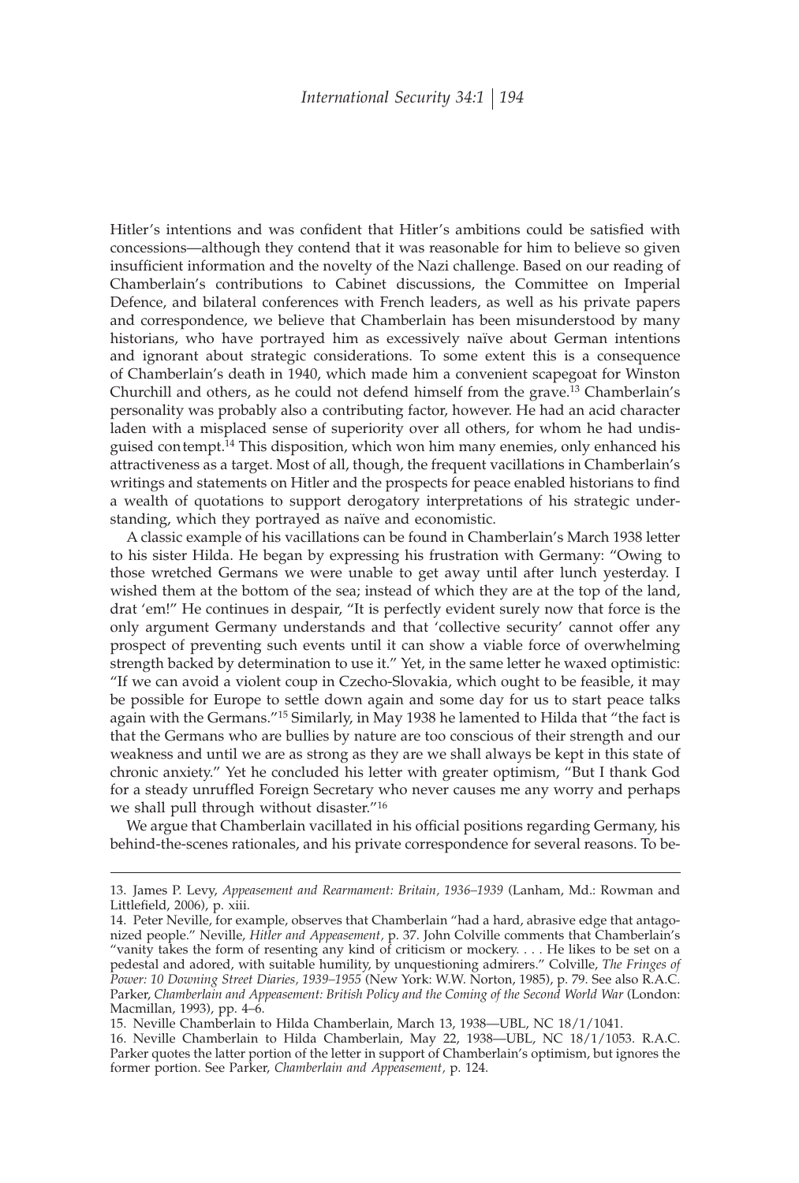Hitler's intentions and was confident that Hitler's ambitions could be satisfied with concessions—although they contend that it was reasonable for him to believe so given insufficient information and the novelty of the Nazi challenge. Based on our reading of Chamberlain's contributions to Cabinet discussions, the Committee on Imperial Defence, and bilateral conferences with French leaders, as well as his private papers and correspondence, we believe that Chamberlain has been misunderstood by many historians, who have portrayed him as excessively naïve about German intentions and ignorant about strategic considerations. To some extent this is a consequence of Chamberlain's death in 1940, which made him a convenient scapegoat for Winston Churchill and others, as he could not defend himself from the grave.[13] Chamberlain's personality was probably also a contributing factor, however. He had an acid character laden with a misplaced sense of superiority over all others, for whom he had undisguised contempt.[14] This disposition, which won him many enemies, only enhanced his attractiveness as a target. Most of all, though, the frequent vacillations in Chamberlain's writings and statements on Hitler and the prospects for peace enabled historians to find a wealth of quotations to support derogatory interpretations of his strategic understanding, which they portrayed as naïve and economistic.

A classic example of his vacillations can be found in Chamberlain's March 1938 letter to his sister Hilda. He began by expressing his frustration with Germany: "Owing to those wretched Germans we were unable to get away until after lunch yesterday. I wished them at the bottom of the sea; instead of which they are at the top of the land, drat 'em!" He continues in despair, "It is perfectly evident surely now that force is the only argument Germany understands and that 'collective security' cannot offer any prospect of preventing such events until it can show a viable force of overwhelming strength backed by determination to use it." Yet, in the same letter he waxed optimistic: "If we can avoid a violent coup in Czecho-Slovakia, which ought to be feasible, it may be possible for Europe to settle down again and some day for us to start peace talks again with the Germans."[15] Similarly, in May 1938 he lamented to Hilda that "the fact is that the Germans who are bullies by nature are too conscious of their strength and our weakness and until we are as strong as they are we shall always be kept in this state of chronic anxiety." Yet he concluded his letter with greater optimism, "But I thank God for a steady unruffled Foreign Secretary who never causes me any worry and perhaps we shall pull through without disaster."[16]

We argue that Chamberlain vacillated in his official positions regarding Germany, his behind-the-scenes rationales, and his private correspondence for several reasons. To be-

---

13. James P. Levy, *Appeasement and Rearmament: Britain, 1936–1939* (Lanham, Md.: Rowman and Littlefield, 2006), p. xiii.

14. Peter Neville, for example, observes that Chamberlain "had a hard, abrasive edge that antagonized people." Neville, *Hitler and Appeasement,* p. 37. John Colville comments that Chamberlain's "vanity takes the form of resenting any kind of criticism or mockery. . . . He likes to be set on a pedestal and adored, with suitable humility, by unquestioning admirers." Colville, *The Fringes of Power: 10 Downing Street Diaries, 1939–1955* (New York: W.W. Norton, 1985), p. 79. See also R.A.C. Parker, *Chamberlain and Appeasement: British Policy and the Coming of the Second World War* (London: Macmillan, 1993), pp. 4–6.

15. Neville Chamberlain to Hilda Chamberlain, March 13, 1938—UBL, NC 18/1/1041.

16. Neville Chamberlain to Hilda Chamberlain, May 22, 1938—UBL, NC 18/1/1053. R.A.C. Parker quotes the latter portion of the letter in support of Chamberlain's optimism, but ignores the former portion. See Parker, *Chamberlain and Appeasement,* p. 124.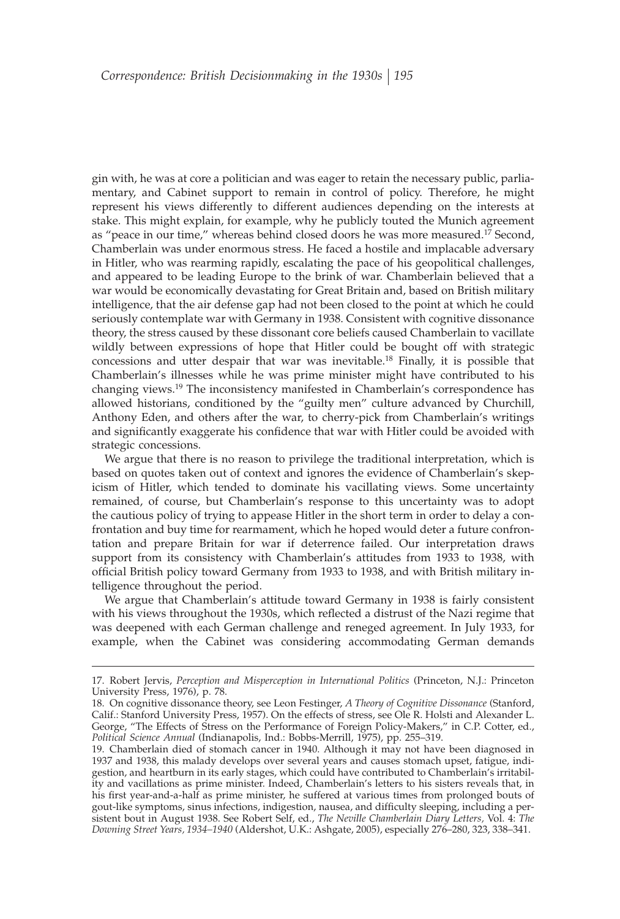gin with, he was at core a politician and was eager to retain the necessary public, parliamentary, and Cabinet support to remain in control of policy. Therefore, he might represent his views differently to different audiences depending on the interests at stake. This might explain, for example, why he publicly touted the Munich agreement as "peace in our time," whereas behind closed doors he was more measured.[17] Second, Chamberlain was under enormous stress. He faced a hostile and implacable adversary in Hitler, who was rearming rapidly, escalating the pace of his geopolitical challenges, and appeared to be leading Europe to the brink of war. Chamberlain believed that a war would be economically devastating for Great Britain and, based on British military intelligence, that the air defense gap had not been closed to the point at which he could seriously contemplate war with Germany in 1938. Consistent with cognitive dissonance theory, the stress caused by these dissonant core beliefs caused Chamberlain to vacillate wildly between expressions of hope that Hitler could be bought off with strategic concessions and utter despair that war was inevitable.[18] Finally, it is possible that Chamberlain's illnesses while he was prime minister might have contributed to his changing views.[19] The inconsistency manifested in Chamberlain's correspondence has allowed historians, conditioned by the "guilty men" culture advanced by Churchill, Anthony Eden, and others after the war, to cherry-pick from Chamberlain's writings and significantly exaggerate his confidence that war with Hitler could be avoided with strategic concessions.

We argue that there is no reason to privilege the traditional interpretation, which is based on quotes taken out of context and ignores the evidence of Chamberlain's skepticism of Hitler, which tended to dominate his vacillating views. Some uncertainty remained, of course, but Chamberlain's response to this uncertainty was to adopt the cautious policy of trying to appease Hitler in the short term in order to delay a confrontation and buy time for rearmament, which he hoped would deter a future confrontation and prepare Britain for war if deterrence failed. Our interpretation draws support from its consistency with Chamberlain's attitudes from 1933 to 1938, with official British policy toward Germany from 1933 to 1938, and with British military intelligence throughout the period.

We argue that Chamberlain's attitude toward Germany in 1938 is fairly consistent with his views throughout the 1930s, which reflected a distrust of the Nazi regime that was deepened with each German challenge and reneged agreement. In July 1933, for example, when the Cabinet was considering accommodating German demands

---

17. Robert Jervis, *Perception and Misperception in International Politics* (Princeton, N.J.: Princeton University Press, 1976), p. 78.

18. On cognitive dissonance theory, see Leon Festinger, *A Theory of Cognitive Dissonance* (Stanford, Calif.: Stanford University Press, 1957). On the effects of stress, see Ole R. Holsti and Alexander L. George, "The Effects of Stress on the Performance of Foreign Policy-Makers," in C.P. Cotter, ed., *Political Science Annual* (Indianapolis, Ind.: Bobbs-Merrill, 1975), pp. 255–319.

19. Chamberlain died of stomach cancer in 1940. Although it may not have been diagnosed in 1937 and 1938, this malady develops over several years and causes stomach upset, fatigue, indigestion, and heartburn in its early stages, which could have contributed to Chamberlain's irritability and vacillations as prime minister. Indeed, Chamberlain's letters to his sisters reveals that, in his first year-and-a-half as prime minister, he suffered at various times from prolonged bouts of gout-like symptoms, sinus infections, indigestion, nausea, and difficulty sleeping, including a persistent bout in August 1938. See Robert Self, ed., *The Neville Chamberlain Diary Letters,* Vol. 4: *The Downing Street Years, 1934–1940* (Aldershot, U.K.: Ashgate, 2005), especially 276–280, 323, 338–341.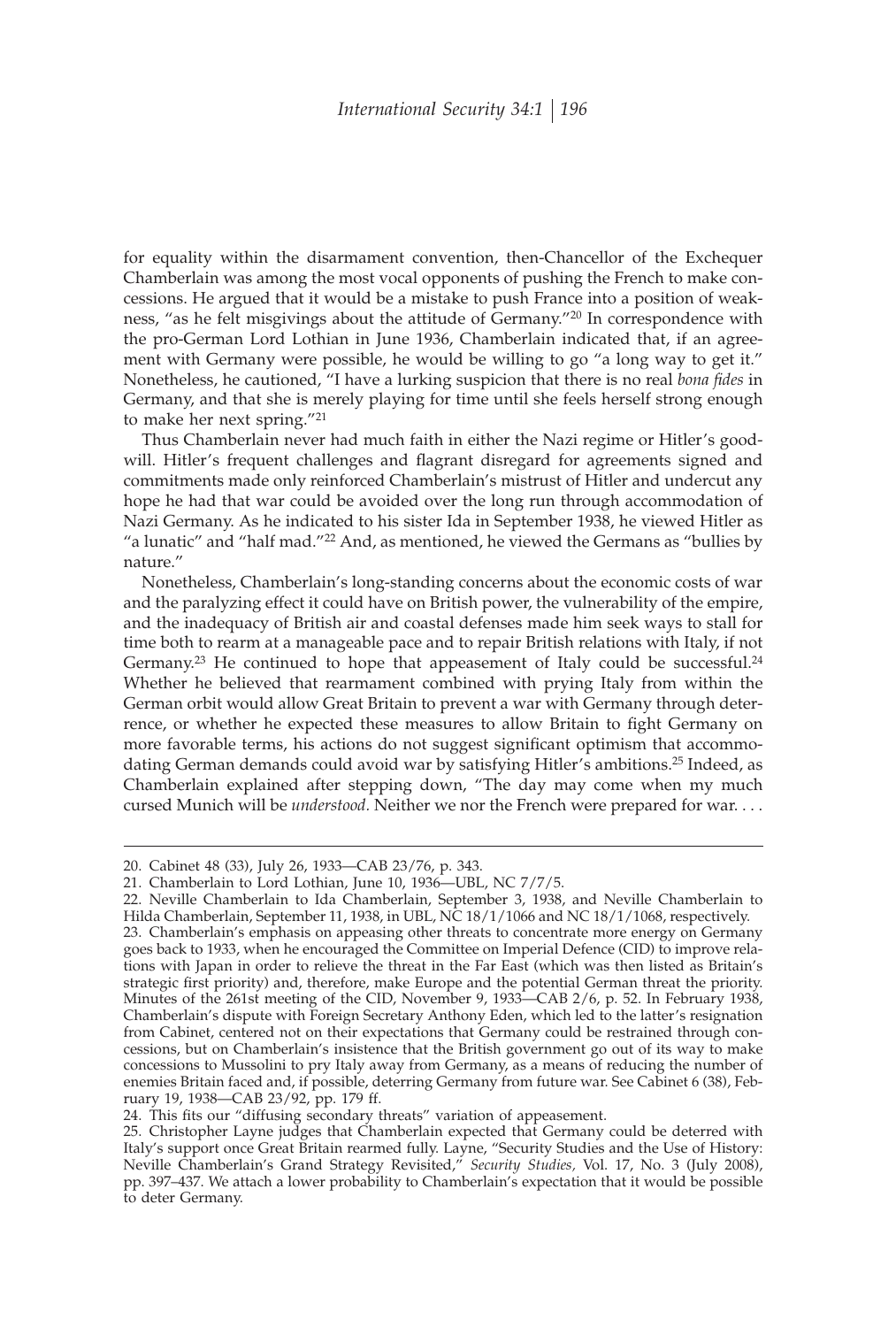for equality within the disarmament convention, then-Chancellor of the Exchequer Chamberlain was among the most vocal opponents of pushing the French to make concessions. He argued that it would be a mistake to push France into a position of weakness, "as he felt misgivings about the attitude of Germany."[20] In correspondence with the pro-German Lord Lothian in June 1936, Chamberlain indicated that, if an agreement with Germany were possible, he would be willing to go "a long way to get it." Nonetheless, he cautioned, "I have a lurking suspicion that there is no real *bona fides* in Germany, and that she is merely playing for time until she feels herself strong enough to make her next spring."[21]

Thus Chamberlain never had much faith in either the Nazi regime or Hitler's goodwill. Hitler's frequent challenges and flagrant disregard for agreements signed and commitments made only reinforced Chamberlain's mistrust of Hitler and undercut any hope he had that war could be avoided over the long run through accommodation of Nazi Germany. As he indicated to his sister Ida in September 1938, he viewed Hitler as "a lunatic" and "half mad."[22] And, as mentioned, he viewed the Germans as "bullies by nature."

Nonetheless, Chamberlain's long-standing concerns about the economic costs of war and the paralyzing effect it could have on British power, the vulnerability of the empire, and the inadequacy of British air and coastal defenses made him seek ways to stall for time both to rearm at a manageable pace and to repair British relations with Italy, if not Germany.[23] He continued to hope that appeasement of Italy could be successful.[24] Whether he believed that rearmament combined with prying Italy from within the German orbit would allow Great Britain to prevent a war with Germany through deterrence, or whether he expected these measures to allow Britain to fight Germany on more favorable terms, his actions do not suggest significant optimism that accommodating German demands could avoid war by satisfying Hitler's ambitions.[25] Indeed, as Chamberlain explained after stepping down, "The day may come when my much cursed Munich will be *understood*. Neither we nor the French were prepared for war. . . .

---

20. Cabinet 48 (33), July 26, 1933—CAB 23/76, p. 343.

21. Chamberlain to Lord Lothian, June 10, 1936—UBL, NC 7/7/5.

22. Neville Chamberlain to Ida Chamberlain, September 3, 1938, and Neville Chamberlain to Hilda Chamberlain, September 11, 1938, in UBL, NC 18/1/1066 and NC 18/1/1068, respectively.

23. Chamberlain's emphasis on appeasing other threats to concentrate more energy on Germany goes back to 1933, when he encouraged the Committee on Imperial Defence (CID) to improve relations with Japan in order to relieve the threat in the Far East (which was then listed as Britain's strategic first priority) and, therefore, make Europe and the potential German threat the priority. Minutes of the 261st meeting of the CID, November 9, 1933—CAB 2/6, p. 52. In February 1938, Chamberlain's dispute with Foreign Secretary Anthony Eden, which led to the latter's resignation from Cabinet, centered not on their expectations that Germany could be restrained through concessions, but on Chamberlain's insistence that the British government go out of its way to make concessions to Mussolini to pry Italy away from Germany, as a means of reducing the number of enemies Britain faced and, if possible, deterring Germany from future war. See Cabinet 6 (38), February 19, 1938—CAB 23/92, pp. 179 ff.

24. This fits our "diffusing secondary threats" variation of appeasement.

25. Christopher Layne judges that Chamberlain expected that Germany could be deterred with Italy's support once Great Britain rearmed fully. Layne, "Security Studies and the Use of History: Neville Chamberlain's Grand Strategy Revisited," *Security Studies*, Vol. 17, No. 3 (July 2008), pp. 397–437. We attach a lower probability to Chamberlain's expectation that it would be possible to deter Germany.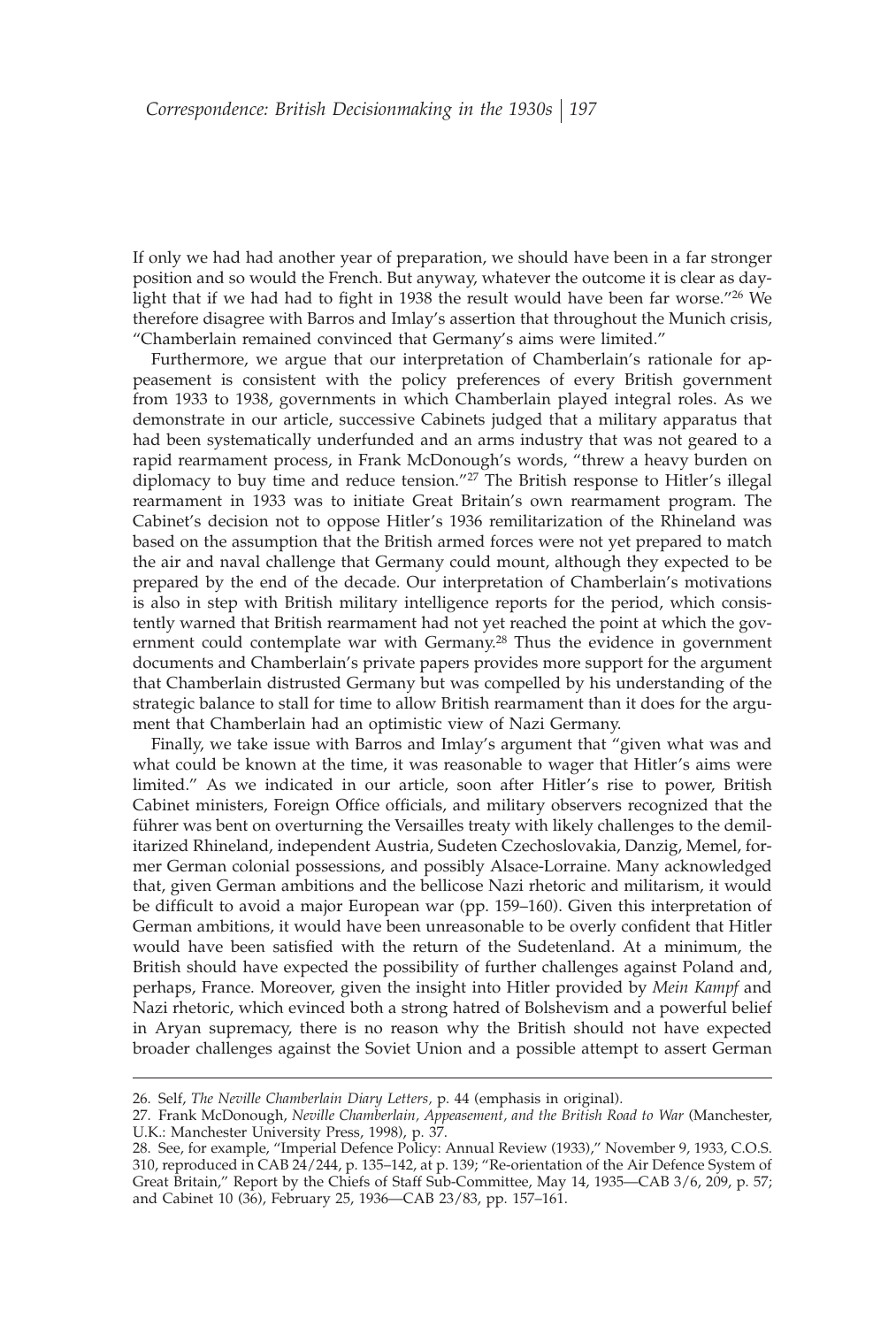If only we had had another year of preparation, we should have been in a far stronger position and so would the French. But anyway, whatever the outcome it is clear as daylight that if we had had to fight in 1938 the result would have been far worse."[26] We therefore disagree with Barros and Imlay's assertion that throughout the Munich crisis, "Chamberlain remained convinced that Germany's aims were limited."

Furthermore, we argue that our interpretation of Chamberlain's rationale for appeasement is consistent with the policy preferences of every British government from 1933 to 1938, governments in which Chamberlain played integral roles. As we demonstrate in our article, successive Cabinets judged that a military apparatus that had been systematically underfunded and an arms industry that was not geared to a rapid rearmament process, in Frank McDonough's words, "threw a heavy burden on diplomacy to buy time and reduce tension."[27] The British response to Hitler's illegal rearmament in 1933 was to initiate Great Britain's own rearmament program. The Cabinet's decision not to oppose Hitler's 1936 remilitarization of the Rhineland was based on the assumption that the British armed forces were not yet prepared to match the air and naval challenge that Germany could mount, although they expected to be prepared by the end of the decade. Our interpretation of Chamberlain's motivations is also in step with British military intelligence reports for the period, which consistently warned that British rearmament had not yet reached the point at which the government could contemplate war with Germany.[28] Thus the evidence in government documents and Chamberlain's private papers provides more support for the argument that Chamberlain distrusted Germany but was compelled by his understanding of the strategic balance to stall for time to allow British rearmament than it does for the argument that Chamberlain had an optimistic view of Nazi Germany.

Finally, we take issue with Barros and Imlay's argument that "given what was and what could be known at the time, it was reasonable to wager that Hitler's aims were limited." As we indicated in our article, soon after Hitler's rise to power, British Cabinet ministers, Foreign Office officials, and military observers recognized that the führer was bent on overturning the Versailles treaty with likely challenges to the demilitarized Rhineland, independent Austria, Sudeten Czechoslovakia, Danzig, Memel, former German colonial possessions, and possibly Alsace-Lorraine. Many acknowledged that, given German ambitions and the bellicose Nazi rhetoric and militarism, it would be difficult to avoid a major European war (pp. 159–160). Given this interpretation of German ambitions, it would have been unreasonable to be overly confident that Hitler would have been satisfied with the return of the Sudetenland. At a minimum, the British should have expected the possibility of further challenges against Poland and, perhaps, France. Moreover, given the insight into Hitler provided by *Mein Kampf* and Nazi rhetoric, which evinced both a strong hatred of Bolshevism and a powerful belief in Aryan supremacy, there is no reason why the British should not have expected broader challenges against the Soviet Union and a possible attempt to assert German

---

26. Self, *The Neville Chamberlain Diary Letters*, p. 44 (emphasis in original).

27. Frank McDonough, *Neville Chamberlain, Appeasement, and the British Road to War* (Manchester, U.K.: Manchester University Press, 1998), p. 37.

28. See, for example, "Imperial Defence Policy: Annual Review (1933)," November 9, 1933, C.O.S. 310, reproduced in CAB 24/244, p. 135–142, at p. 139; "Re-orientation of the Air Defence System of Great Britain," Report by the Chiefs of Staff Sub-Committee, May 14, 1935—CAB 3/6, 209, p. 57; and Cabinet 10 (36), February 25, 1936—CAB 23/83, pp. 157–161.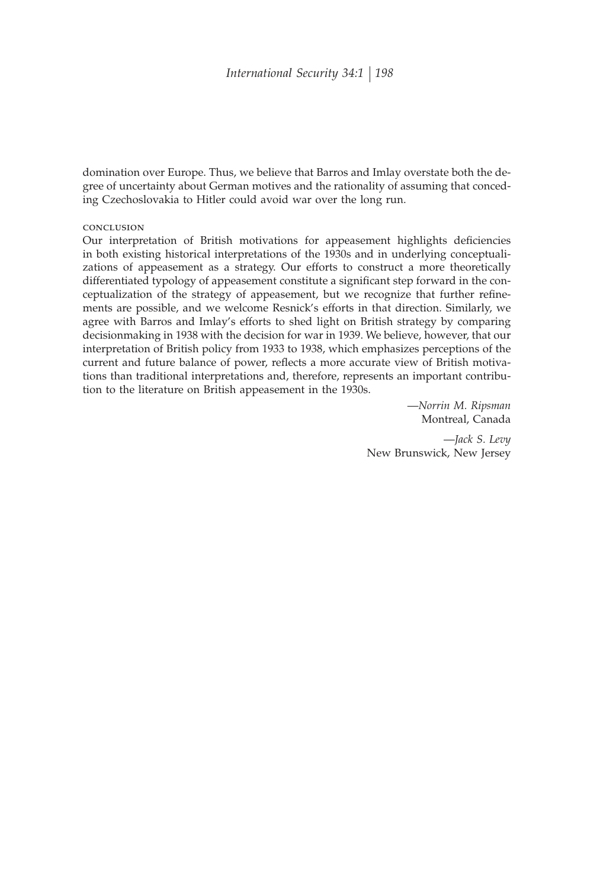domination over Europe. Thus, we believe that Barros and Imlay overstate both the degree of uncertainty about German motives and the rationality of assuming that conceding Czechoslovakia to Hitler could avoid war over the long run.

### Conclusion

Our interpretation of British motivations for appeasement highlights deficiencies in both existing historical interpretations of the 1930s and in underlying conceptualizations of appeasement as a strategy. Our efforts to construct a more theoretically differentiated typology of appeasement constitute a significant step forward in the conceptualization of the strategy of appeasement, but we recognize that further refinements are possible, and we welcome Resnick's efforts in that direction. Similarly, we agree with Barros and Imlay's efforts to shed light on British strategy by comparing decisionmaking in 1938 with the decision for war in 1939. We believe, however, that our interpretation of British policy from 1933 to 1938, which emphasizes perceptions of the current and future balance of power, reflects a more accurate view of British motivations than traditional interpretations and, therefore, represents an important contribution to the literature on British appeasement in the 1930s.

—*Norrin M. Ripsman*
Montreal, Canada

—*Jack S. Levy*
New Brunswick, New Jersey